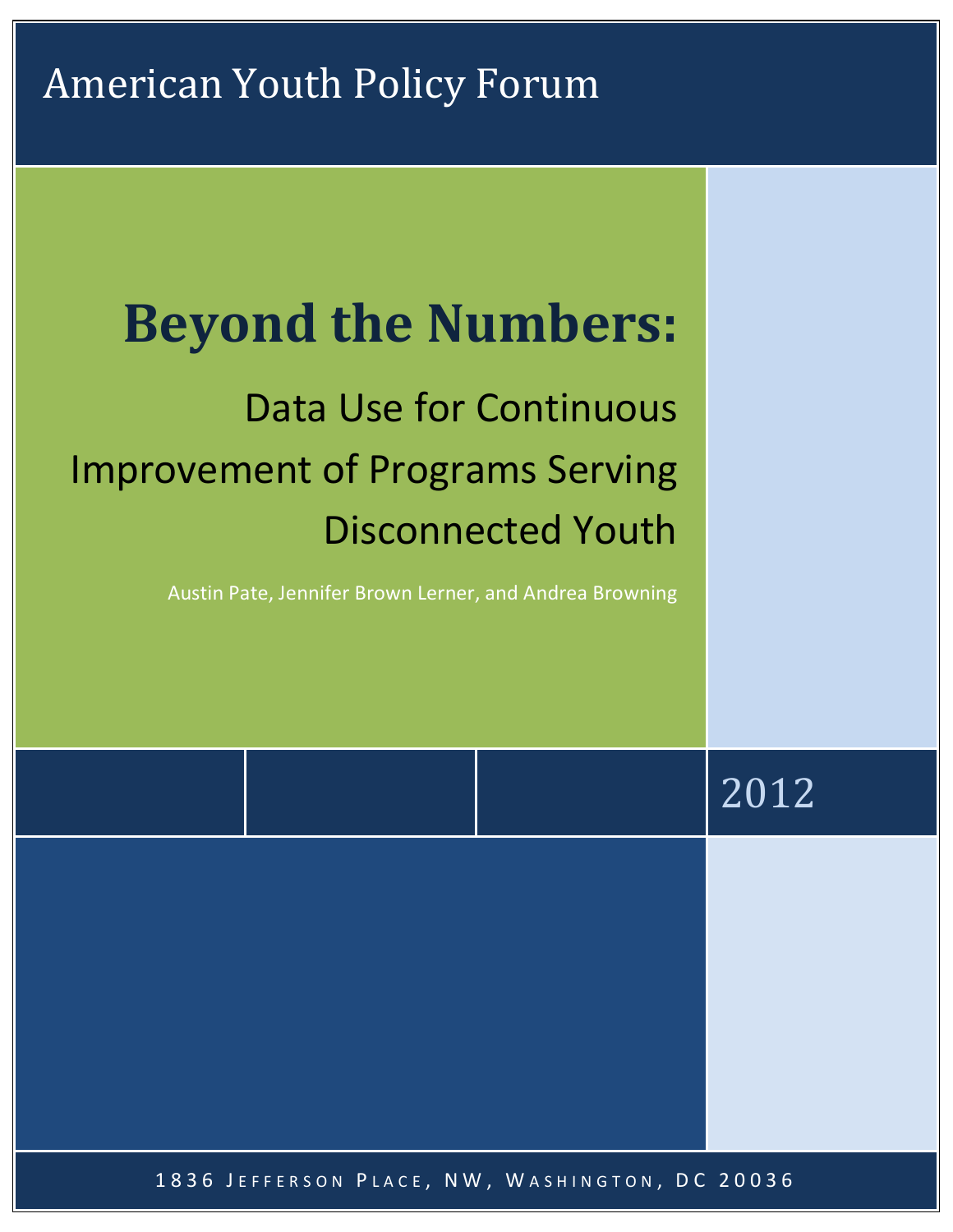American Youth Policy Forum

# Beyond the Numbers:

## Data Use for Continuous Improvement of Programs Serving Disconnected Youth

Austin Pate, Jennifer Brown Lerner, and Andrea Browning

2012

1836 Jefferson Place, NW, Washington, DC 20036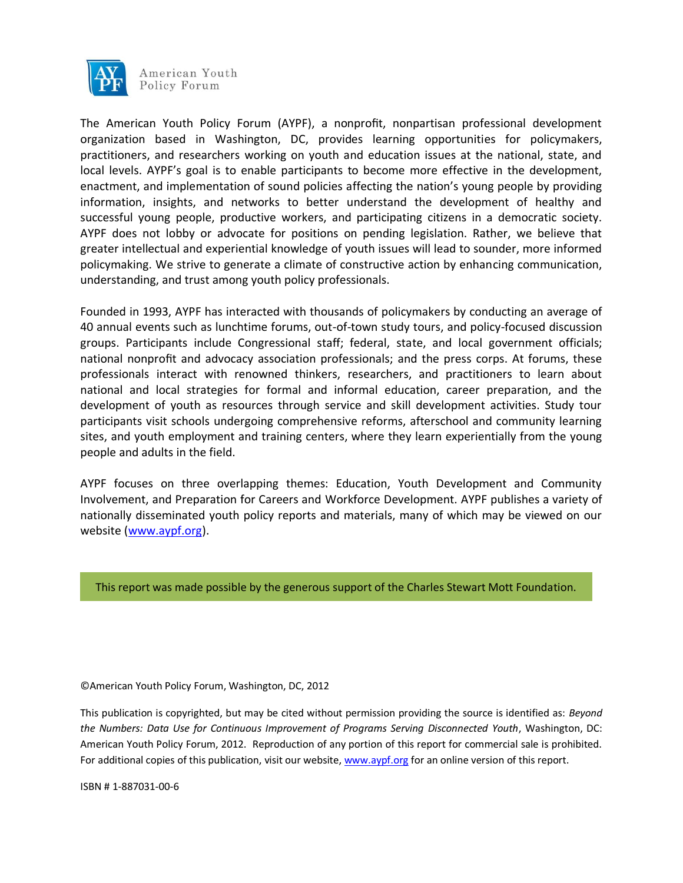American Youth Policy Forum

The American Youth Policy Forum (AYPF), a nonprofit, nonpartisan professional development organization based in Washington, DC, provides learning opportunities for policymakers, practitioners, and researchers working on youth and education issues at the national, state, and local levels. AYPF's goal is to enable participants to become more effective in the development, enactment, and implementation of sound policies affecting the nation's young people by providing information, insights, and networks to better understand the development of healthy and successful young people, productive workers, and participating citizens in a democratic society. AYPF does not lobby or advocate for positions on pending legislation. Rather, we believe that greater intellectual and experiential knowledge of youth issues will lead to sounder, more informed policymaking. We strive to generate a climate of constructive action by enhancing communication, understanding, and trust among youth policy professionals.

Founded in 1993, AYPF has interacted with thousands of policymakers by conducting an average of 40 annual events such as lunchtime forums, out-of-town study tours, and policy-focused discussion groups. Participants include Congressional staff; federal, state, and local government officials; national nonprofit and advocacy association professionals; and the press corps. At forums, these professionals interact with renowned thinkers, researchers, and practitioners to learn about national and local strategies for formal and informal education, career preparation, and the development of youth as resources through service and skill development activities. Study tour participants visit schools undergoing comprehensive reforms, afterschool and community learning sites, and youth employment and training centers, where they learn experientially from the young people and adults in the field.

AYPF focuses on three overlapping themes: Education, Youth Development and Community Involvement, and Preparation for Careers and Workforce Development. AYPF publishes a variety of nationally disseminated youth policy reports and materials, many of which may be viewed on our website (www.aypf.org).

This report was made possible by the generous support of the Charles Stewart Mott Foundation.

©American Youth Policy Forum, Washington, DC, 2012

This publication is copyrighted, but may be cited without permission providing the source is identified as: *Beyond the Numbers: Data Use for Continuous Improvement of Programs Serving Disconnected Youth*, Washington, DC: American Youth Policy Forum, 2012. Reproduction of any portion of this report for commercial sale is prohibited. For additional copies of this publication, visit our website, www.aypf.org for an online version of this report.

ISBN # 1-887031-00-6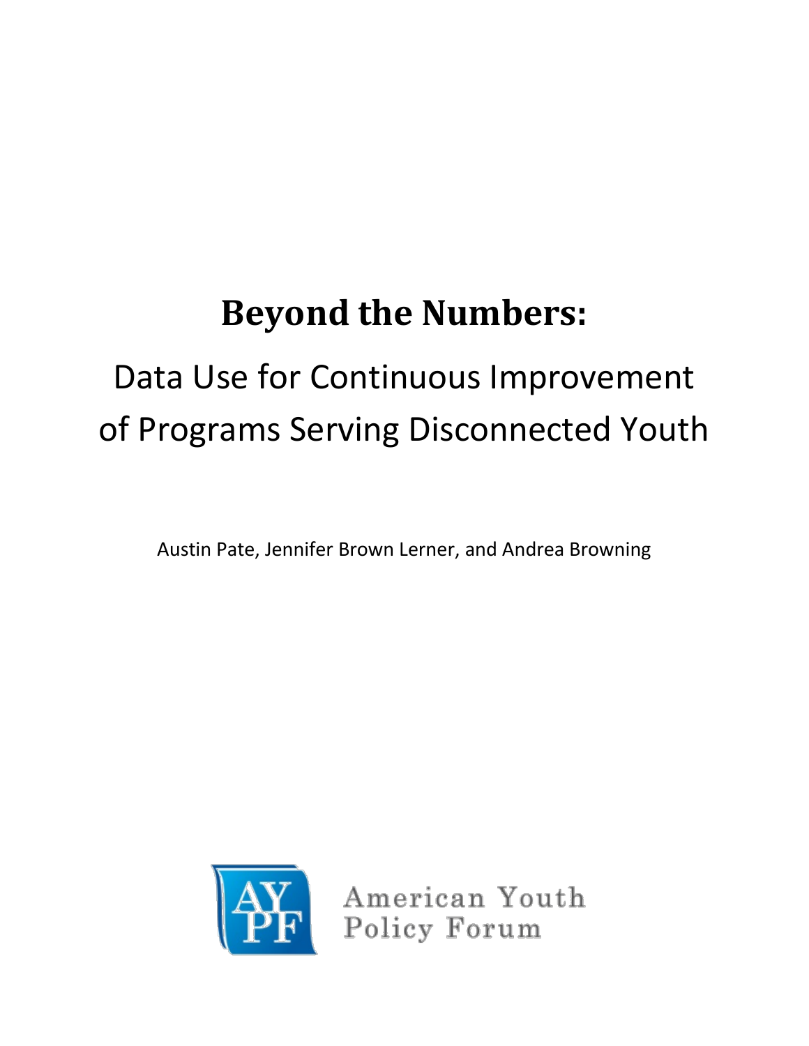# Beyond the Numbers:

## Data Use for Continuous Improvement of Programs Serving Disconnected Youth

Austin Pate, Jennifer Brown Lerner, and Andrea Browning

American Youth Policy Forum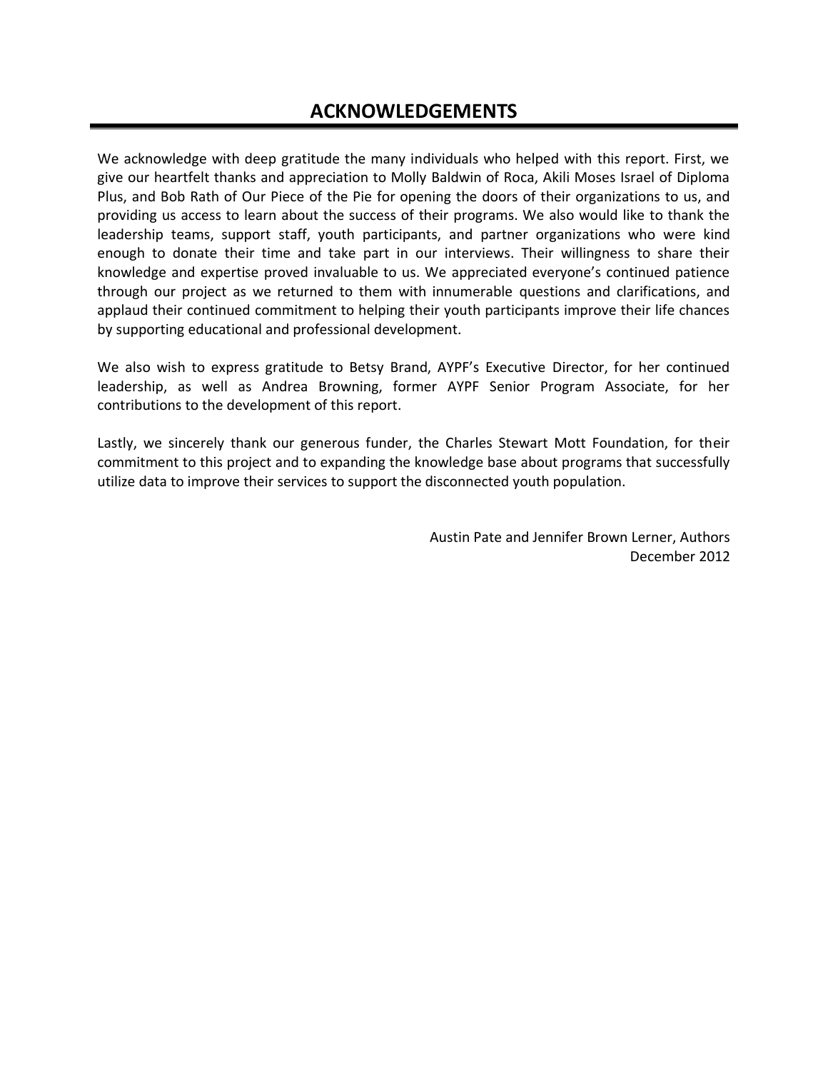# ACKNOWLEDGEMENTS

We acknowledge with deep gratitude the many individuals who helped with this report. First, we give our heartfelt thanks and appreciation to Molly Baldwin of Roca, Akili Moses Israel of Diploma Plus, and Bob Rath of Our Piece of the Pie for opening the doors of their organizations to us, and providing us access to learn about the success of their programs. We also would like to thank the leadership teams, support staff, youth participants, and partner organizations who were kind enough to donate their time and take part in our interviews. Their willingness to share their knowledge and expertise proved invaluable to us. We appreciated everyone's continued patience through our project as we returned to them with innumerable questions and clarifications, and applaud their continued commitment to helping their youth participants improve their life chances by supporting educational and professional development.

We also wish to express gratitude to Betsy Brand, AYPF's Executive Director, for her continued leadership, as well as Andrea Browning, former AYPF Senior Program Associate, for her contributions to the development of this report.

Lastly, we sincerely thank our generous funder, the Charles Stewart Mott Foundation, for their commitment to this project and to expanding the knowledge base about programs that successfully utilize data to improve their services to support the disconnected youth population.

Austin Pate and Jennifer Brown Lerner, Authors
December 2012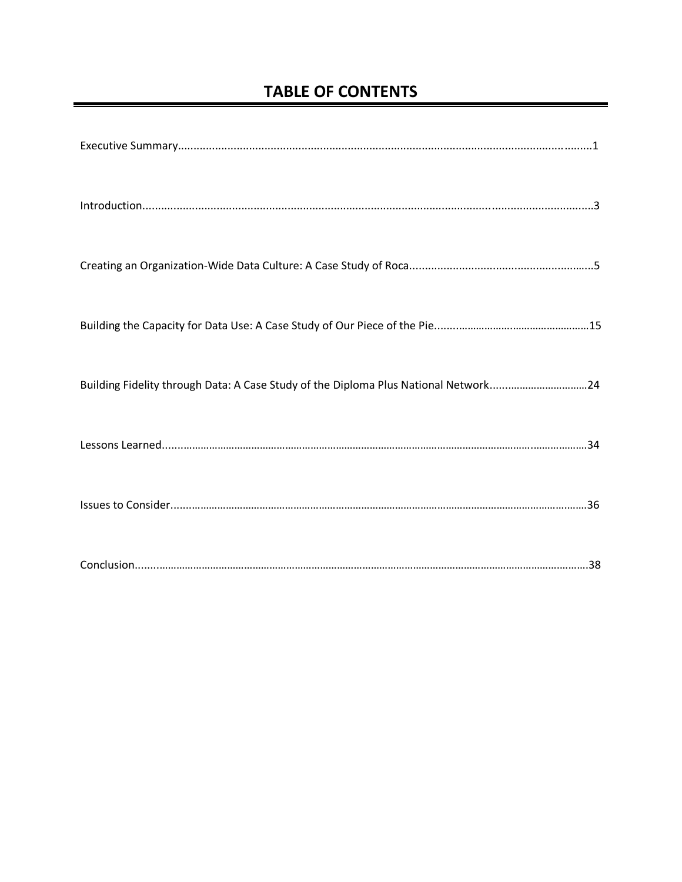# TABLE OF CONTENTS

Executive Summary....................................................................................................................................1

Introduction...............................................................................................................................................3

Creating an Organization-Wide Data Culture: A Case Study of Roca.........................................................5

Building the Capacity for Data Use: A Case Study of Our Piece of the Pie.................................................15

Building Fidelity through Data: A Case Study of the Diploma Plus National Network...............................24

Lessons Learned........................................................................................................................................34

Issues to Consider.....................................................................................................................................36

Conclusion.................................................................................................................................................38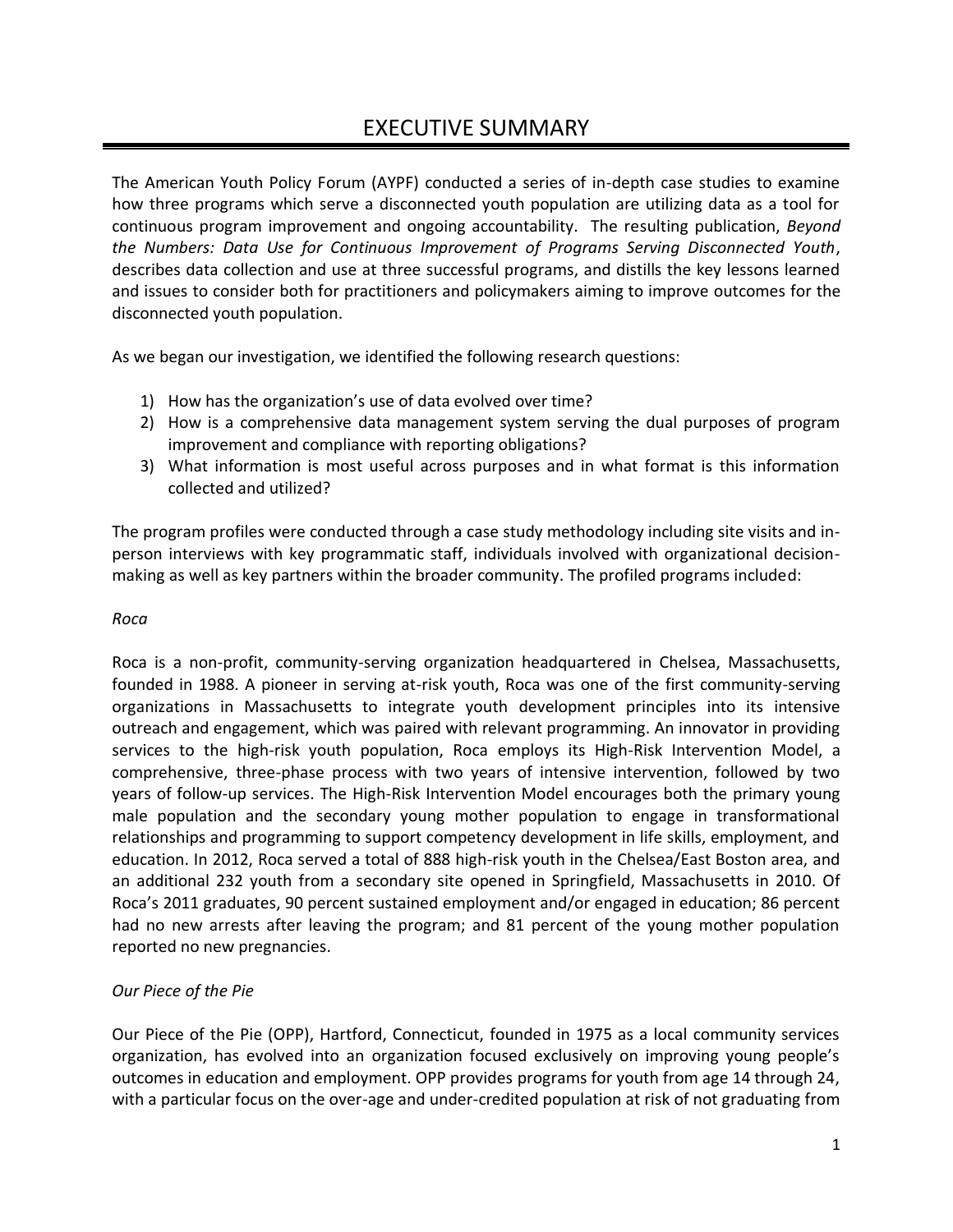# EXECUTIVE SUMMARY

The American Youth Policy Forum (AYPF) conducted a series of in-depth case studies to examine how three programs which serve a disconnected youth population are utilizing data as a tool for continuous program improvement and ongoing accountability. The resulting publication, *Beyond the Numbers: Data Use for Continuous Improvement of Programs Serving Disconnected Youth*, describes data collection and use at three successful programs, and distills the key lessons learned and issues to consider both for practitioners and policymakers aiming to improve outcomes for the disconnected youth population.

As we began our investigation, we identified the following research questions:

1) How has the organization's use of data evolved over time?
2) How is a comprehensive data management system serving the dual purposes of program improvement and compliance with reporting obligations?
3) What information is most useful across purposes and in what format is this information collected and utilized?

The program profiles were conducted through a case study methodology including site visits and in-person interviews with key programmatic staff, individuals involved with organizational decision-making as well as key partners within the broader community. The profiled programs included:

*Roca*

Roca is a non-profit, community-serving organization headquartered in Chelsea, Massachusetts, founded in 1988. A pioneer in serving at-risk youth, Roca was one of the first community-serving organizations in Massachusetts to integrate youth development principles into its intensive outreach and engagement, which was paired with relevant programming. An innovator in providing services to the high-risk youth population, Roca employs its High-Risk Intervention Model, a comprehensive, three-phase process with two years of intensive intervention, followed by two years of follow-up services. The High-Risk Intervention Model encourages both the primary young male population and the secondary young mother population to engage in transformational relationships and programming to support competency development in life skills, employment, and education. In 2012, Roca served a total of 888 high-risk youth in the Chelsea/East Boston area, and an additional 232 youth from a secondary site opened in Springfield, Massachusetts in 2010. Of Roca's 2011 graduates, 90 percent sustained employment and/or engaged in education; 86 percent had no new arrests after leaving the program; and 81 percent of the young mother population reported no new pregnancies.

*Our Piece of the Pie*

Our Piece of the Pie (OPP), Hartford, Connecticut, founded in 1975 as a local community services organization, has evolved into an organization focused exclusively on improving young people's outcomes in education and employment. OPP provides programs for youth from age 14 through 24, with a particular focus on the over-age and under-credited population at risk of not graduating from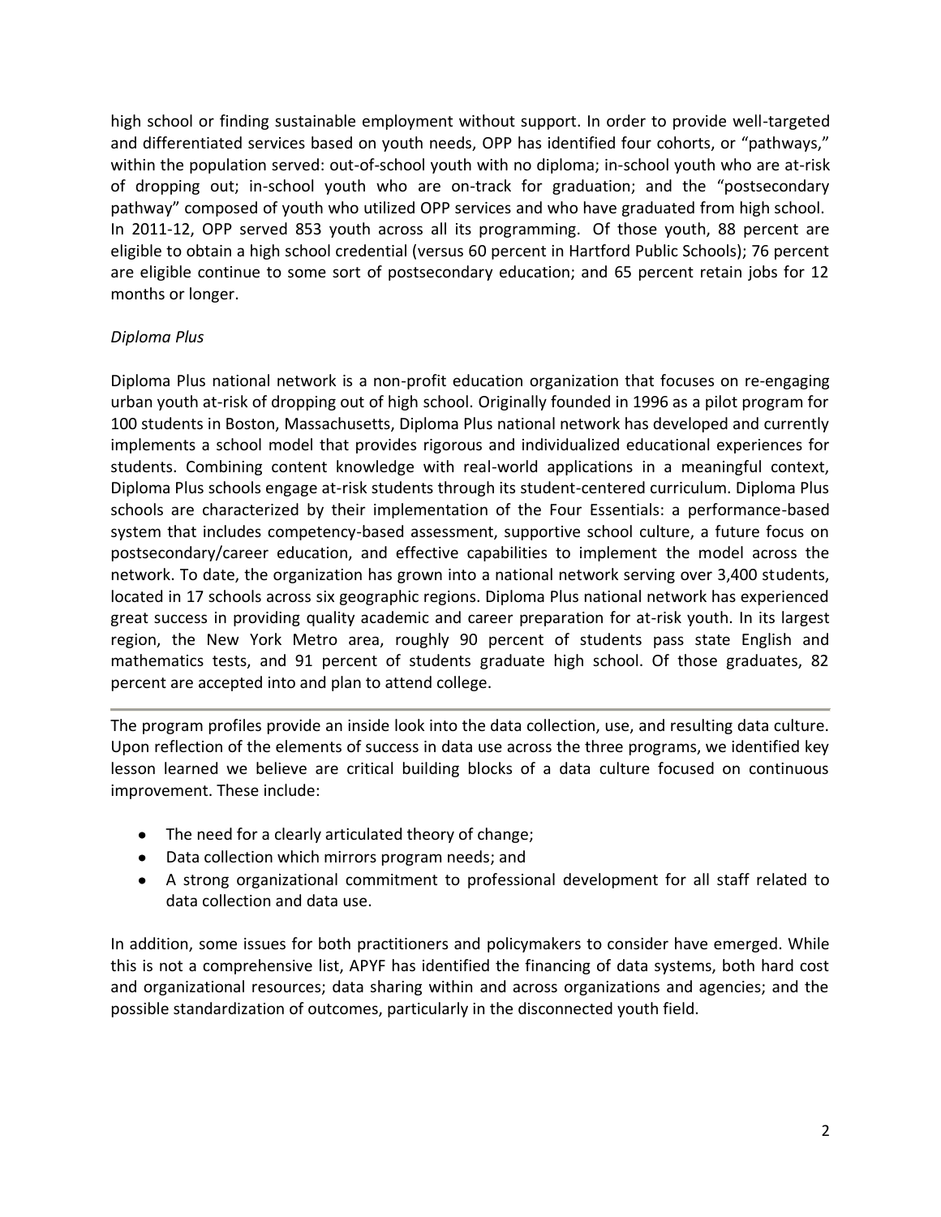high school or finding sustainable employment without support. In order to provide well-targeted and differentiated services based on youth needs, OPP has identified four cohorts, or "pathways," within the population served: out-of-school youth with no diploma; in-school youth who are at-risk of dropping out; in-school youth who are on-track for graduation; and the "postsecondary pathway" composed of youth who utilized OPP services and who have graduated from high school. In 2011-12, OPP served 853 youth across all its programming. Of those youth, 88 percent are eligible to obtain a high school credential (versus 60 percent in Hartford Public Schools); 76 percent are eligible continue to some sort of postsecondary education; and 65 percent retain jobs for 12 months or longer.

*Diploma Plus*

Diploma Plus national network is a non-profit education organization that focuses on re-engaging urban youth at-risk of dropping out of high school. Originally founded in 1996 as a pilot program for 100 students in Boston, Massachusetts, Diploma Plus national network has developed and currently implements a school model that provides rigorous and individualized educational experiences for students. Combining content knowledge with real-world applications in a meaningful context, Diploma Plus schools engage at-risk students through its student-centered curriculum. Diploma Plus schools are characterized by their implementation of the Four Essentials: a performance-based system that includes competency-based assessment, supportive school culture, a future focus on postsecondary/career education, and effective capabilities to implement the model across the network. To date, the organization has grown into a national network serving over 3,400 students, located in 17 schools across six geographic regions. Diploma Plus national network has experienced great success in providing quality academic and career preparation for at-risk youth. In its largest region, the New York Metro area, roughly 90 percent of students pass state English and mathematics tests, and 91 percent of students graduate high school. Of those graduates, 82 percent are accepted into and plan to attend college.

---

The program profiles provide an inside look into the data collection, use, and resulting data culture. Upon reflection of the elements of success in data use across the three programs, we identified key lesson learned we believe are critical building blocks of a data culture focused on continuous improvement. These include:

- The need for a clearly articulated theory of change;
- Data collection which mirrors program needs; and
- A strong organizational commitment to professional development for all staff related to data collection and data use.

In addition, some issues for both practitioners and policymakers to consider have emerged. While this is not a comprehensive list, APYF has identified the financing of data systems, both hard cost and organizational resources; data sharing within and across organizations and agencies; and the possible standardization of outcomes, particularly in the disconnected youth field.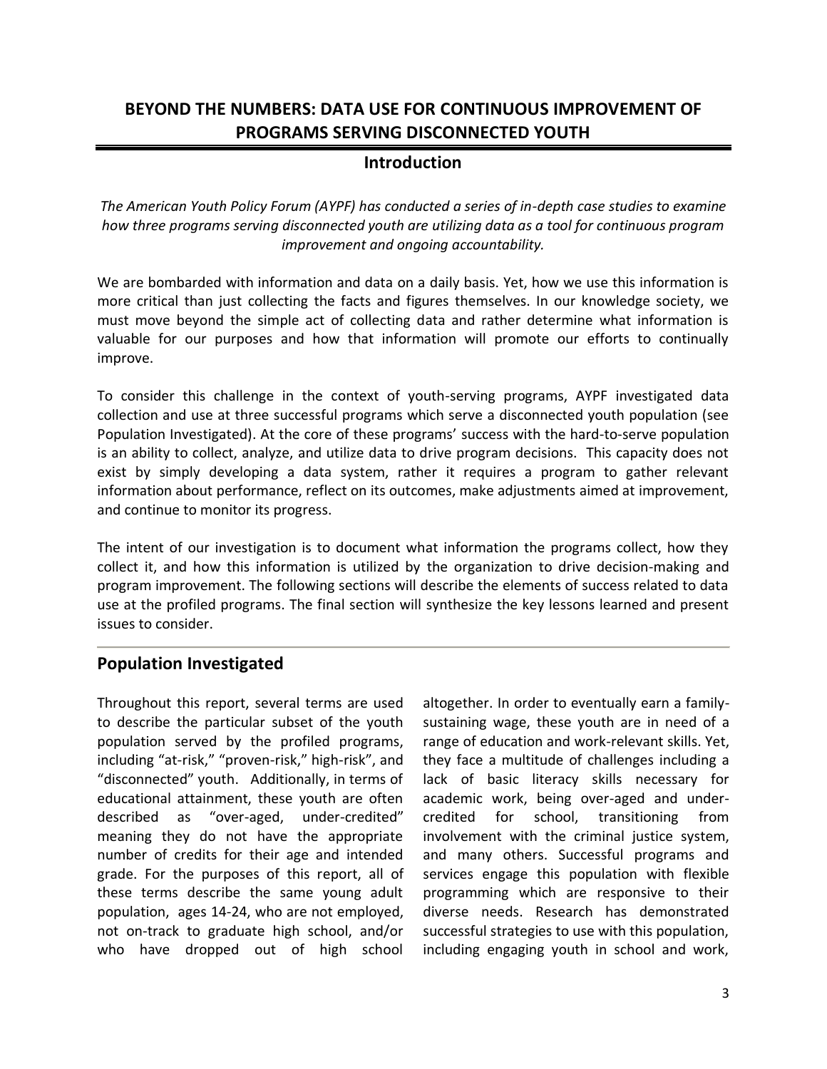# BEYOND THE NUMBERS: DATA USE FOR CONTINUOUS IMPROVEMENT OF PROGRAMS SERVING DISCONNECTED YOUTH

## Introduction

*The American Youth Policy Forum (AYPF) has conducted a series of in-depth case studies to examine how three programs serving disconnected youth are utilizing data as a tool for continuous program improvement and ongoing accountability.*

We are bombarded with information and data on a daily basis. Yet, how we use this information is more critical than just collecting the facts and figures themselves. In our knowledge society, we must move beyond the simple act of collecting data and rather determine what information is valuable for our purposes and how that information will promote our efforts to continually improve.

To consider this challenge in the context of youth-serving programs, AYPF investigated data collection and use at three successful programs which serve a disconnected youth population (see Population Investigated). At the core of these programs' success with the hard-to-serve population is an ability to collect, analyze, and utilize data to drive program decisions. This capacity does not exist by simply developing a data system, rather it requires a program to gather relevant information about performance, reflect on its outcomes, make adjustments aimed at improvement, and continue to monitor its progress.

The intent of our investigation is to document what information the programs collect, how they collect it, and how this information is utilized by the organization to drive decision-making and program improvement. The following sections will describe the elements of success related to data use at the profiled programs. The final section will synthesize the key lessons learned and present issues to consider.

## Population Investigated

Throughout this report, several terms are used to describe the particular subset of the youth population served by the profiled programs, including "at-risk," "proven-risk," high-risk", and "disconnected" youth. Additionally, in terms of educational attainment, these youth are often described as "over-aged, under-credited" meaning they do not have the appropriate number of credits for their age and intended grade. For the purposes of this report, all of these terms describe the same young adult population, ages 14-24, who are not employed, not on-track to graduate high school, and/or who have dropped out of high school altogether. In order to eventually earn a family-sustaining wage, these youth are in need of a range of education and work-relevant skills. Yet, they face a multitude of challenges including a lack of basic literacy skills necessary for academic work, being over-aged and under-credited for school, transitioning from involvement with the criminal justice system, and many others. Successful programs and services engage this population with flexible programming which are responsive to their diverse needs. Research has demonstrated successful strategies to use with this population, including engaging youth in school and work,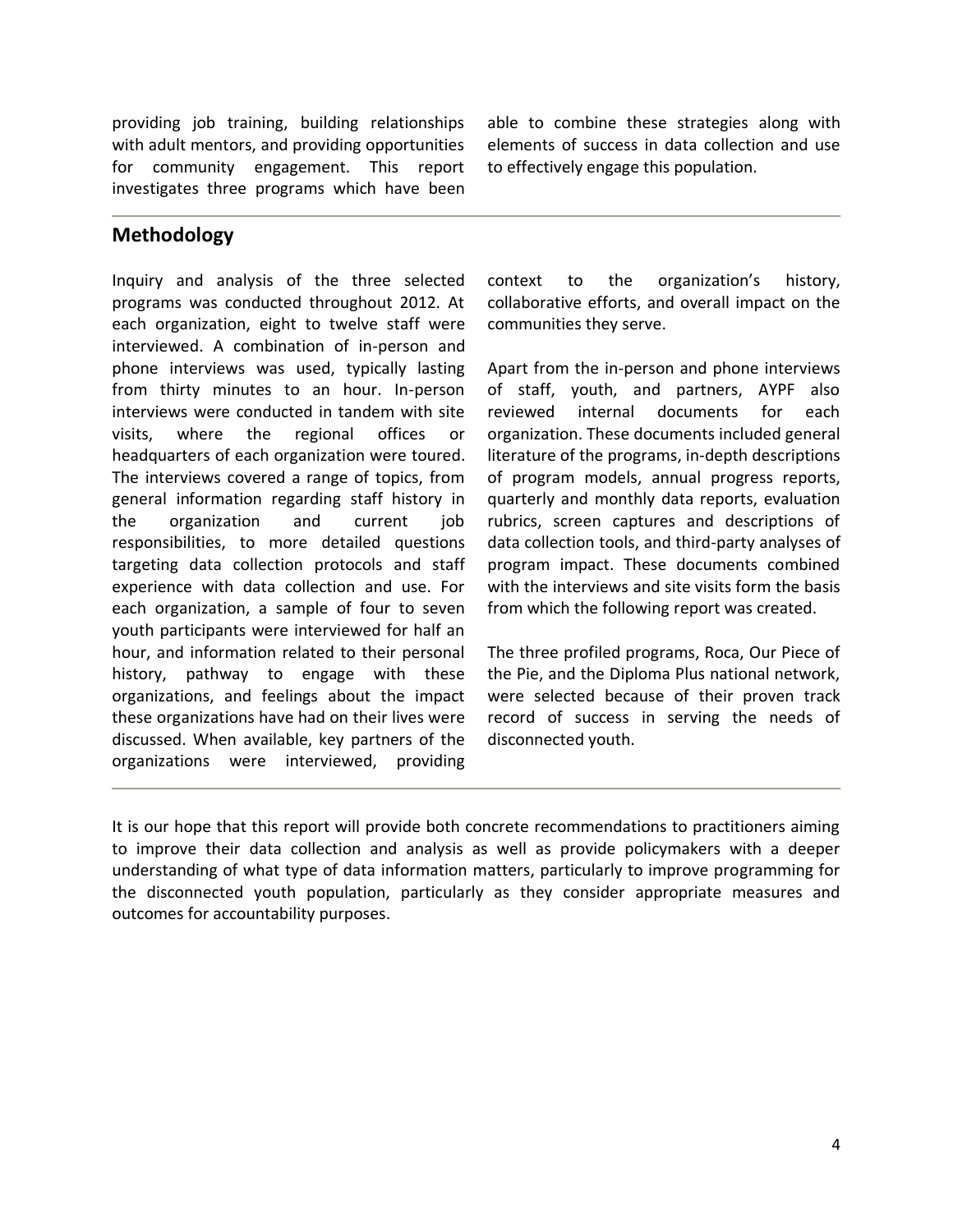providing job training, building relationships with adult mentors, and providing opportunities for community engagement. This report investigates three programs which have been able to combine these strategies along with elements of success in data collection and use to effectively engage this population.

## Methodology

Inquiry and analysis of the three selected programs was conducted throughout 2012. At each organization, eight to twelve staff were interviewed. A combination of in-person and phone interviews was used, typically lasting from thirty minutes to an hour. In-person interviews were conducted in tandem with site visits, where the regional offices or headquarters of each organization were toured. The interviews covered a range of topics, from general information regarding staff history in the organization and current job responsibilities, to more detailed questions targeting data collection protocols and staff experience with data collection and use. For each organization, a sample of four to seven youth participants were interviewed for half an hour, and information related to their personal history, pathway to engage with these organizations, and feelings about the impact these organizations have had on their lives were discussed. When available, key partners of the organizations were interviewed, providing context to the organization's history, collaborative efforts, and overall impact on the communities they serve.

Apart from the in-person and phone interviews of staff, youth, and partners, AYPF also reviewed internal documents for each organization. These documents included general literature of the programs, in-depth descriptions of program models, annual progress reports, quarterly and monthly data reports, evaluation rubrics, screen captures and descriptions of data collection tools, and third-party analyses of program impact. These documents combined with the interviews and site visits form the basis from which the following report was created.

The three profiled programs, Roca, Our Piece of the Pie, and the Diploma Plus national network, were selected because of their proven track record of success in serving the needs of disconnected youth.

It is our hope that this report will provide both concrete recommendations to practitioners aiming to improve their data collection and analysis as well as provide policymakers with a deeper understanding of what type of data information matters, particularly to improve programming for the disconnected youth population, particularly as they consider appropriate measures and outcomes for accountability purposes.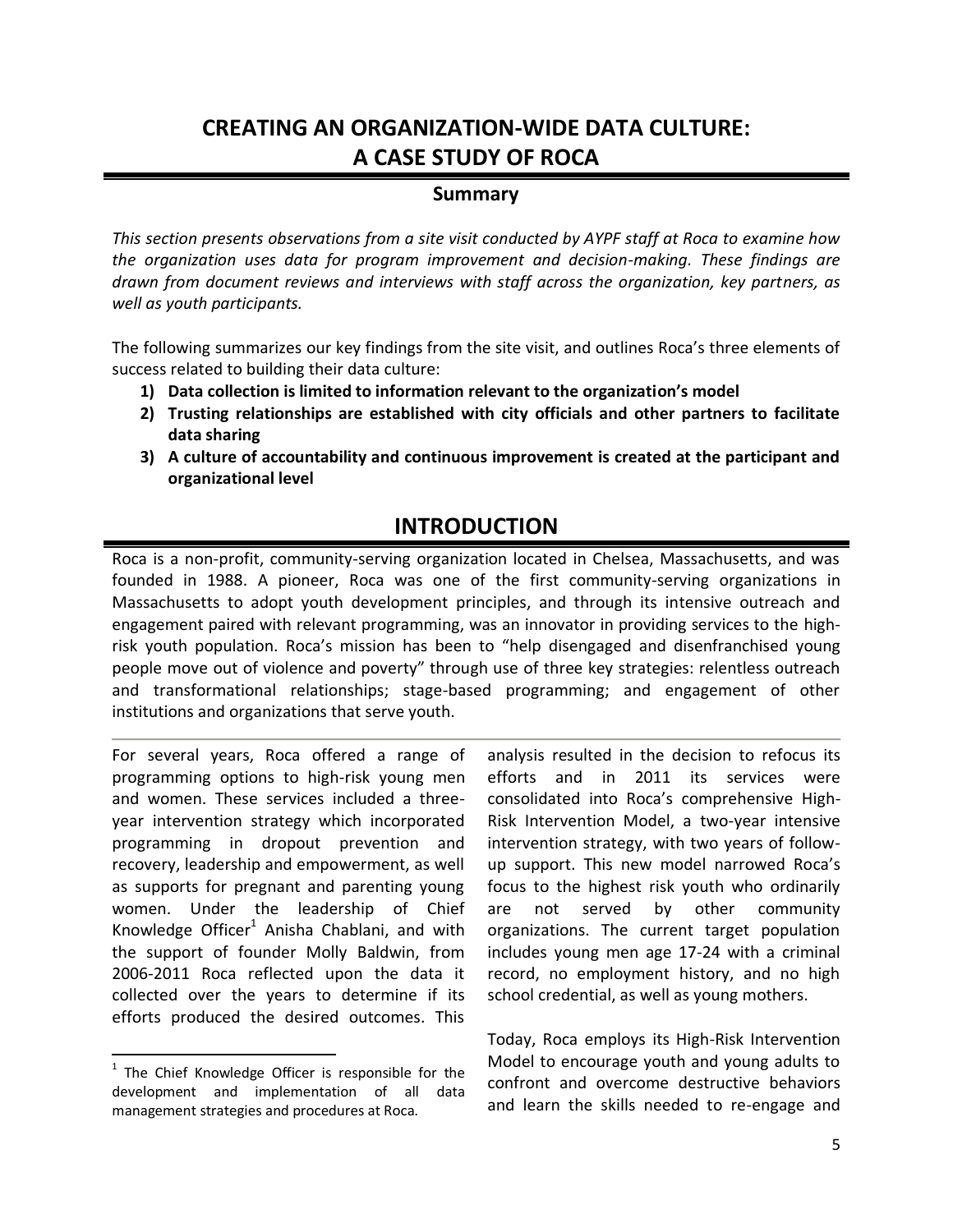# CREATING AN ORGANIZATION-WIDE DATA CULTURE: A CASE STUDY OF ROCA

### Summary

*This section presents observations from a site visit conducted by AYPF staff at Roca to examine how the organization uses data for program improvement and decision-making. These findings are drawn from document reviews and interviews with staff across the organization, key partners, as well as youth participants.*

The following summarizes our key findings from the site visit, and outlines Roca's three elements of success related to building their data culture:

1) **Data collection is limited to information relevant to the organization's model**
2) **Trusting relationships are established with city officials and other partners to facilitate data sharing**
3) **A culture of accountability and continuous improvement is created at the participant and organizational level**

## INTRODUCTION

Roca is a non-profit, community-serving organization located in Chelsea, Massachusetts, and was founded in 1988. A pioneer, Roca was one of the first community-serving organizations in Massachusetts to adopt youth development principles, and through its intensive outreach and engagement paired with relevant programming, was an innovator in providing services to the high-risk youth population. Roca's mission has been to "help disengaged and disenfranchised young people move out of violence and poverty" through use of three key strategies: relentless outreach and transformational relationships; stage-based programming; and engagement of other institutions and organizations that serve youth.

For several years, Roca offered a range of programming options to high-risk young men and women. These services included a three-year intervention strategy which incorporated programming in dropout prevention and recovery, leadership and empowerment, as well as supports for pregnant and parenting young women. Under the leadership of Chief Knowledge Officer[1] Anisha Chablani, and with the support of founder Molly Baldwin, from 2006-2011 Roca reflected upon the data it collected over the years to determine if its efforts produced the desired outcomes. This analysis resulted in the decision to refocus its efforts and in 2011 its services were consolidated into Roca's comprehensive High-Risk Intervention Model, a two-year intensive intervention strategy, with two years of follow-up support. This new model narrowed Roca's focus to the highest risk youth who ordinarily are not served by other community organizations. The current target population includes young men age 17-24 with a criminal record, no employment history, and no high school credential, as well as young mothers.

Today, Roca employs its High-Risk Intervention Model to encourage youth and young adults to confront and overcome destructive behaviors and learn the skills needed to re-engage and

[1] The Chief Knowledge Officer is responsible for the development and implementation of all data management strategies and procedures at Roca.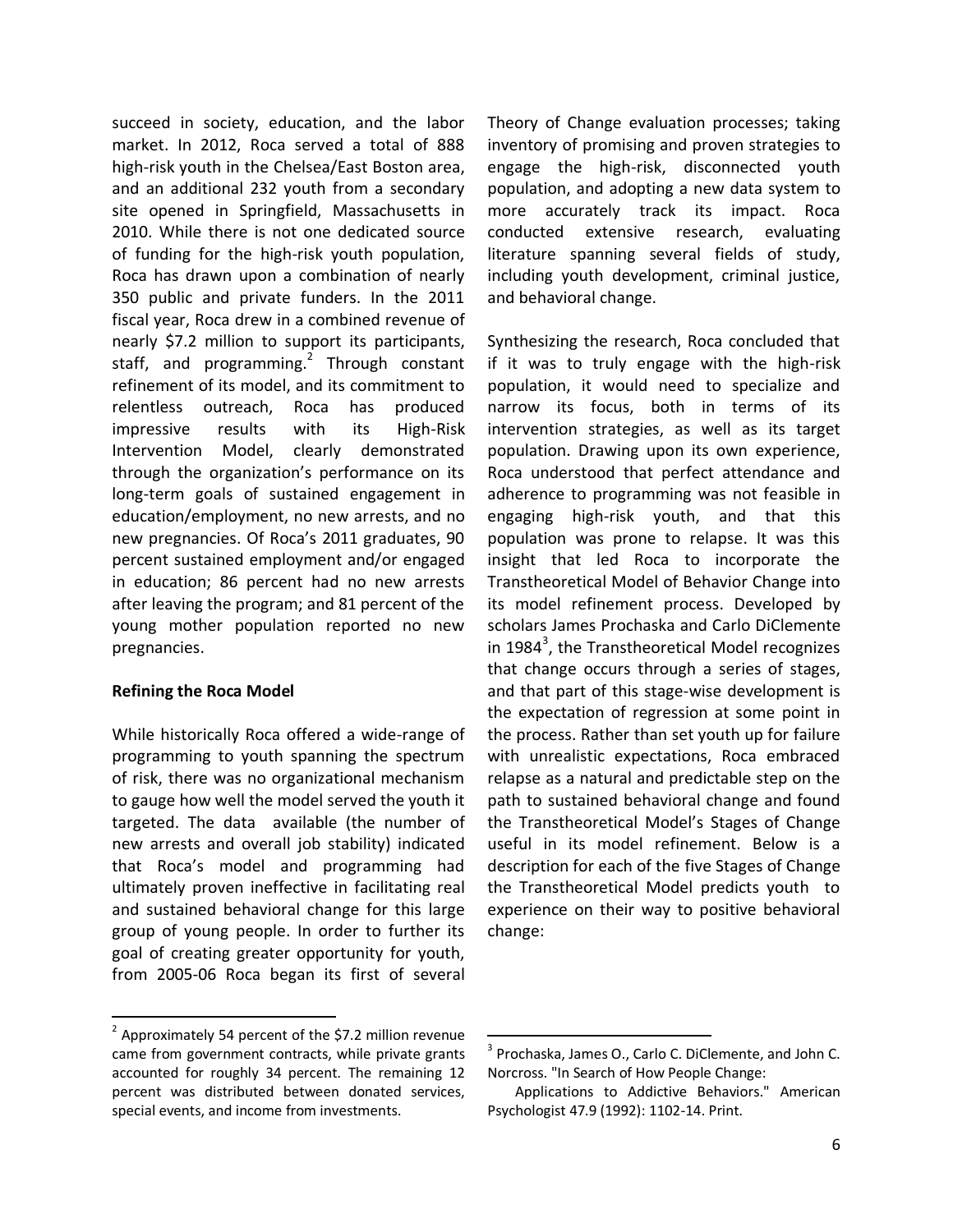succeed in society, education, and the labor market. In 2012, Roca served a total of 888 high-risk youth in the Chelsea/East Boston area, and an additional 232 youth from a secondary site opened in Springfield, Massachusetts in 2010. While there is not one dedicated source of funding for the high-risk youth population, Roca has drawn upon a combination of nearly 350 public and private funders. In the 2011 fiscal year, Roca drew in a combined revenue of nearly $7.2 million to support its participants, staff, and programming.[2] Through constant refinement of its model, and its commitment to relentless outreach, Roca has produced impressive results with its High-Risk Intervention Model, clearly demonstrated through the organization's performance on its long-term goals of sustained engagement in education/employment, no new arrests, and no new pregnancies. Of Roca's 2011 graduates, 90 percent sustained employment and/or engaged in education; 86 percent had no new arrests after leaving the program; and 81 percent of the young mother population reported no new pregnancies.

**Refining the Roca Model**

While historically Roca offered a wide-range of programming to youth spanning the spectrum of risk, there was no organizational mechanism to gauge how well the model served the youth it targeted. The data available (the number of new arrests and overall job stability) indicated that Roca's model and programming had ultimately proven ineffective in facilitating real and sustained behavioral change for this large group of young people. In order to further its goal of creating greater opportunity for youth, from 2005-06 Roca began its first of several Theory of Change evaluation processes; taking inventory of promising and proven strategies to engage the high-risk, disconnected youth population, and adopting a new data system to more accurately track its impact. Roca conducted extensive research, evaluating literature spanning several fields of study, including youth development, criminal justice, and behavioral change.

Synthesizing the research, Roca concluded that if it was to truly engage with the high-risk population, it would need to specialize and narrow its focus, both in terms of its intervention strategies, as well as its target population. Drawing upon its own experience, Roca understood that perfect attendance and adherence to programming was not feasible in engaging high-risk youth, and that this population was prone to relapse. It was this insight that led Roca to incorporate the Transtheoretical Model of Behavior Change into its model refinement process. Developed by scholars James Prochaska and Carlo DiClemente in 1984[3], the Transtheoretical Model recognizes that change occurs through a series of stages, and that part of this stage-wise development is the expectation of regression at some point in the process. Rather than set youth up for failure with unrealistic expectations, Roca embraced relapse as a natural and predictable step on the path to sustained behavioral change and found the Transtheoretical Model's Stages of Change useful in its model refinement. Below is a description for each of the five Stages of Change the Transtheoretical Model predicts youth to experience on their way to positive behavioral change:

---

[2] Approximately 54 percent of the $7.2 million revenue came from government contracts, while private grants accounted for roughly 34 percent. The remaining 12 percent was distributed between donated services, special events, and income from investments.

[3] Prochaska, James O., Carlo C. DiClemente, and John C. Norcross. "In Search of How People Change: Applications to Addictive Behaviors." American Psychologist 47.9 (1992): 1102-14. Print.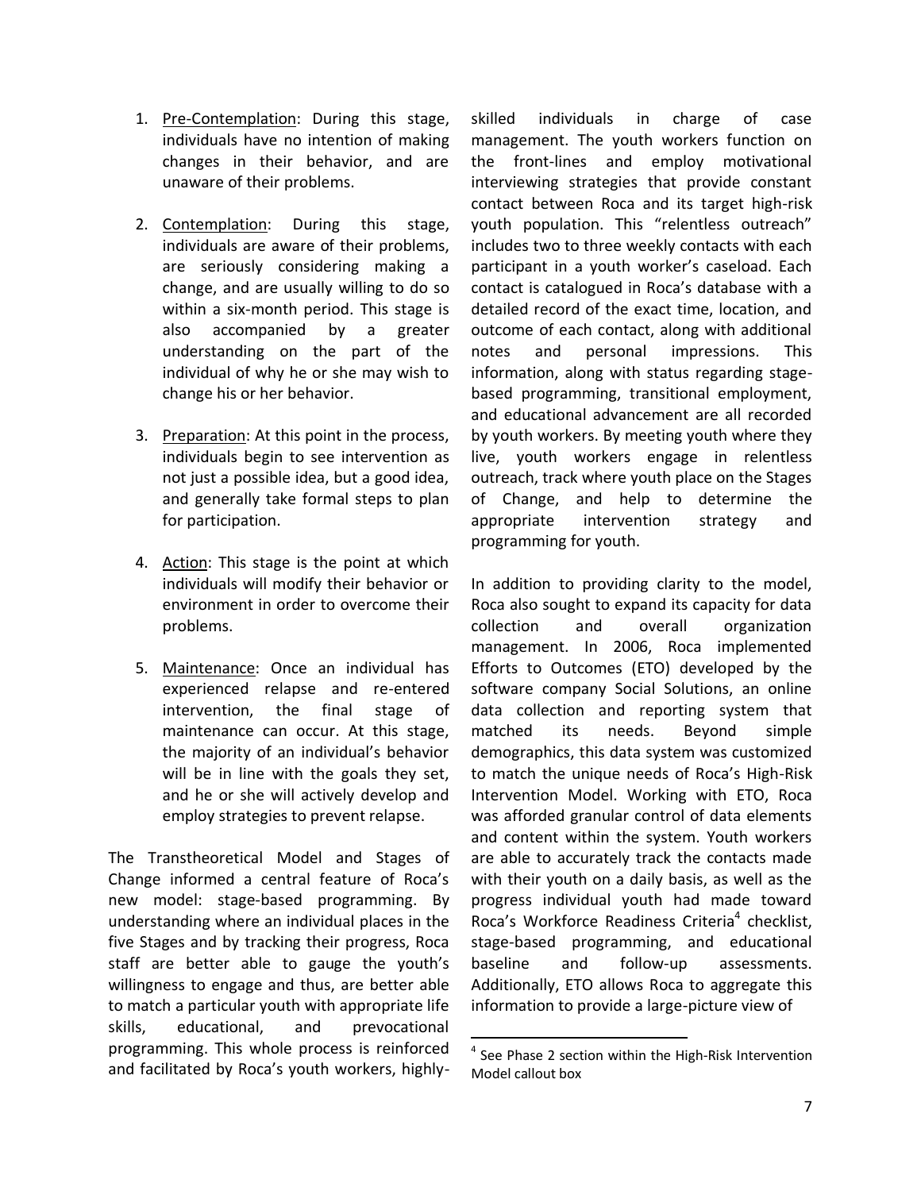1. Pre-Contemplation: During this stage, individuals have no intention of making changes in their behavior, and are unaware of their problems.

2. Contemplation: During this stage, individuals are aware of their problems, are seriously considering making a change, and are usually willing to do so within a six-month period. This stage is also accompanied by a greater understanding on the part of the individual of why he or she may wish to change his or her behavior.

3. Preparation: At this point in the process, individuals begin to see intervention as not just a possible idea, but a good idea, and generally take formal steps to plan for participation.

4. Action: This stage is the point at which individuals will modify their behavior or environment in order to overcome their problems.

5. Maintenance: Once an individual has experienced relapse and re-entered intervention, the final stage of maintenance can occur. At this stage, the majority of an individual's behavior will be in line with the goals they set, and he or she will actively develop and employ strategies to prevent relapse.

The Transtheoretical Model and Stages of Change informed a central feature of Roca's new model: stage-based programming. By understanding where an individual places in the five Stages and by tracking their progress, Roca staff are better able to gauge the youth's willingness to engage and thus, are better able to match a particular youth with appropriate life skills, educational, and prevocational programming. This whole process is reinforced and facilitated by Roca's youth workers, highly-skilled individuals in charge of case management. The youth workers function on the front-lines and employ motivational interviewing strategies that provide constant contact between Roca and its target high-risk youth population. This "relentless outreach" includes two to three weekly contacts with each participant in a youth worker's caseload. Each contact is catalogued in Roca's database with a detailed record of the exact time, location, and outcome of each contact, along with additional notes and personal impressions. This information, along with status regarding stage-based programming, transitional employment, and educational advancement are all recorded by youth workers. By meeting youth where they live, youth workers engage in relentless outreach, track where youth place on the Stages of Change, and help to determine the appropriate intervention strategy and programming for youth.

In addition to providing clarity to the model, Roca also sought to expand its capacity for data collection and overall organization management. In 2006, Roca implemented Efforts to Outcomes (ETO) developed by the software company Social Solutions, an online data collection and reporting system that matched its needs. Beyond simple demographics, this data system was customized to match the unique needs of Roca's High-Risk Intervention Model. Working with ETO, Roca was afforded granular control of data elements and content within the system. Youth workers are able to accurately track the contacts made with their youth on a daily basis, as well as the progress individual youth had made toward Roca's Workforce Readiness Criteria[4] checklist, stage-based programming, and educational baseline and follow-up assessments. Additionally, ETO allows Roca to aggregate this information to provide a large-picture view of

[4] See Phase 2 section within the High-Risk Intervention Model callout box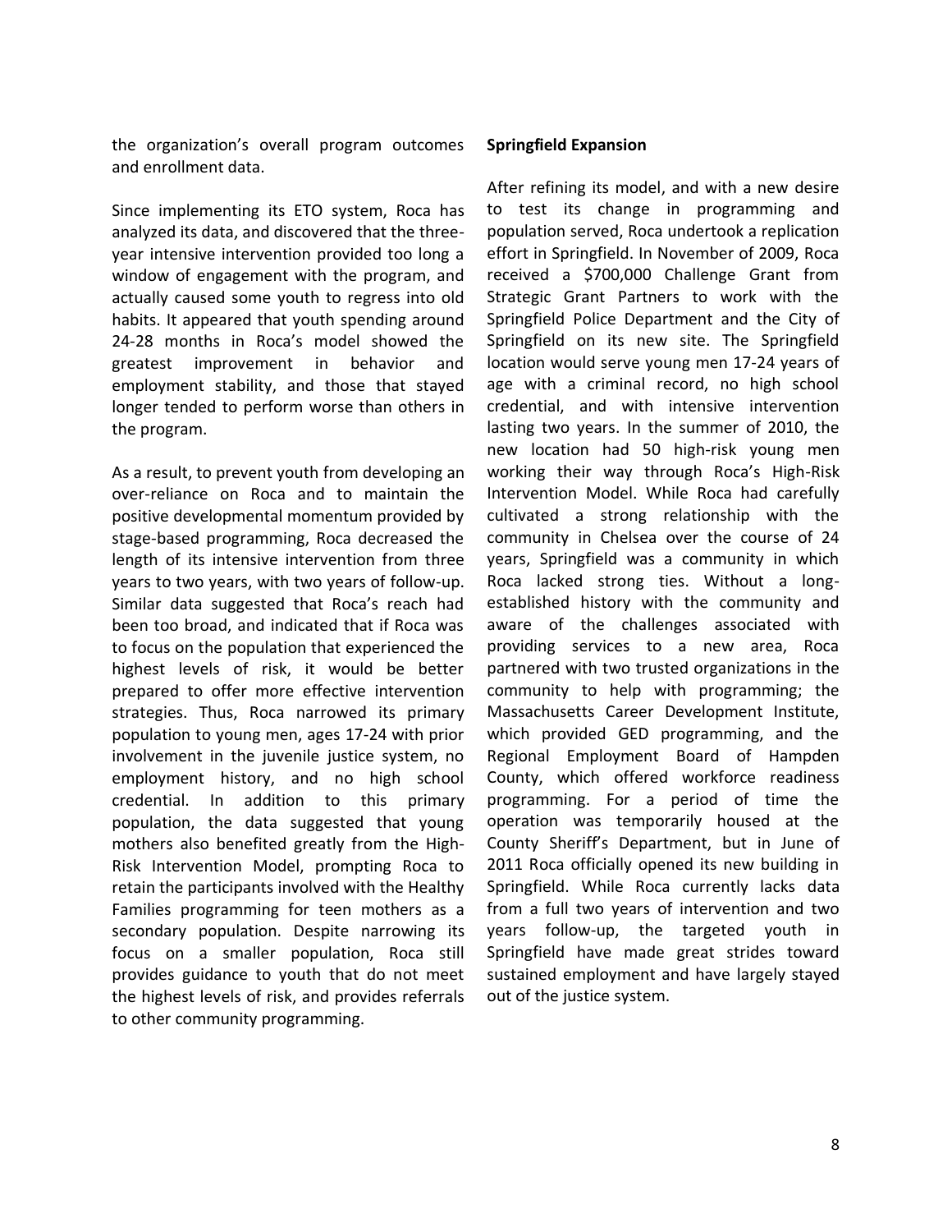the organization's overall program outcomes and enrollment data.

Since implementing its ETO system, Roca has analyzed its data, and discovered that the three-year intensive intervention provided too long a window of engagement with the program, and actually caused some youth to regress into old habits. It appeared that youth spending around 24-28 months in Roca's model showed the greatest improvement in behavior and employment stability, and those that stayed longer tended to perform worse than others in the program.

As a result, to prevent youth from developing an over-reliance on Roca and to maintain the positive developmental momentum provided by stage-based programming, Roca decreased the length of its intensive intervention from three years to two years, with two years of follow-up. Similar data suggested that Roca's reach had been too broad, and indicated that if Roca was to focus on the population that experienced the highest levels of risk, it would be better prepared to offer more effective intervention strategies. Thus, Roca narrowed its primary population to young men, ages 17-24 with prior involvement in the juvenile justice system, no employment history, and no high school credential. In addition to this primary population, the data suggested that young mothers also benefited greatly from the High-Risk Intervention Model, prompting Roca to retain the participants involved with the Healthy Families programming for teen mothers as a secondary population. Despite narrowing its focus on a smaller population, Roca still provides guidance to youth that do not meet the highest levels of risk, and provides referrals to other community programming.

**Springfield Expansion**

After refining its model, and with a new desire to test its change in programming and population served, Roca undertook a replication effort in Springfield. In November of 2009, Roca received a $700,000 Challenge Grant from Strategic Grant Partners to work with the Springfield Police Department and the City of Springfield on its new site. The Springfield location would serve young men 17-24 years of age with a criminal record, no high school credential, and with intensive intervention lasting two years. In the summer of 2010, the new location had 50 high-risk young men working their way through Roca's High-Risk Intervention Model. While Roca had carefully cultivated a strong relationship with the community in Chelsea over the course of 24 years, Springfield was a community in which Roca lacked strong ties. Without a long-established history with the community and aware of the challenges associated with providing services to a new area, Roca partnered with two trusted organizations in the community to help with programming; the Massachusetts Career Development Institute, which provided GED programming, and the Regional Employment Board of Hampden County, which offered workforce readiness programming. For a period of time the operation was temporarily housed at the County Sheriff's Department, but in June of 2011 Roca officially opened its new building in Springfield. While Roca currently lacks data from a full two years of intervention and two years follow-up, the targeted youth in Springfield have made great strides toward sustained employment and have largely stayed out of the justice system.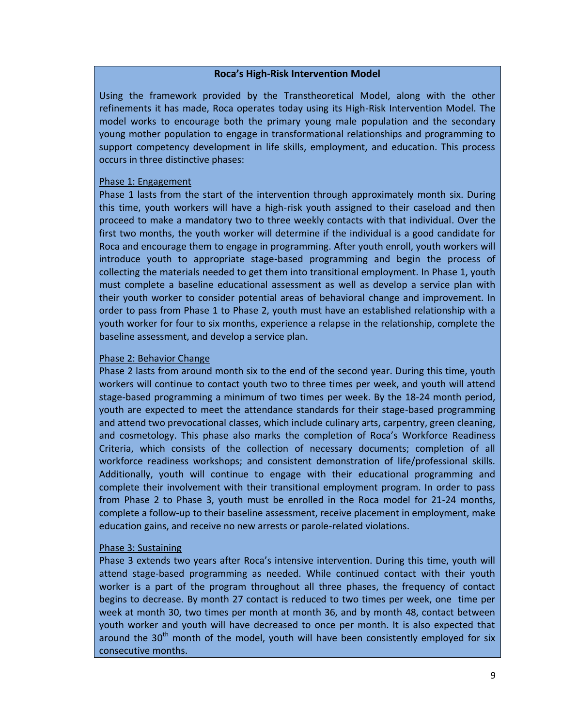### Roca's High-Risk Intervention Model

Using the framework provided by the Transtheoretical Model, along with the other refinements it has made, Roca operates today using its High-Risk Intervention Model. The model works to encourage both the primary young male population and the secondary young mother population to engage in transformational relationships and programming to support competency development in life skills, employment, and education. This process occurs in three distinctive phases:

Phase 1: Engagement

Phase 1 lasts from the start of the intervention through approximately month six. During this time, youth workers will have a high-risk youth assigned to their caseload and then proceed to make a mandatory two to three weekly contacts with that individual. Over the first two months, the youth worker will determine if the individual is a good candidate for Roca and encourage them to engage in programming. After youth enroll, youth workers will introduce youth to appropriate stage-based programming and begin the process of collecting the materials needed to get them into transitional employment. In Phase 1, youth must complete a baseline educational assessment as well as develop a service plan with their youth worker to consider potential areas of behavioral change and improvement. In order to pass from Phase 1 to Phase 2, youth must have an established relationship with a youth worker for four to six months, experience a relapse in the relationship, complete the baseline assessment, and develop a service plan.

Phase 2: Behavior Change

Phase 2 lasts from around month six to the end of the second year. During this time, youth workers will continue to contact youth two to three times per week, and youth will attend stage-based programming a minimum of two times per week. By the 18-24 month period, youth are expected to meet the attendance standards for their stage-based programming and attend two prevocational classes, which include culinary arts, carpentry, green cleaning, and cosmetology. This phase also marks the completion of Roca's Workforce Readiness Criteria, which consists of the collection of necessary documents; completion of all workforce readiness workshops; and consistent demonstration of life/professional skills. Additionally, youth will continue to engage with their educational programming and complete their involvement with their transitional employment program. In order to pass from Phase 2 to Phase 3, youth must be enrolled in the Roca model for 21-24 months, complete a follow-up to their baseline assessment, receive placement in employment, make education gains, and receive no new arrests or parole-related violations.

Phase 3: Sustaining

Phase 3 extends two years after Roca's intensive intervention. During this time, youth will attend stage-based programming as needed. While continued contact with their youth worker is a part of the program throughout all three phases, the frequency of contact begins to decrease. By month 27 contact is reduced to two times per week, one time per week at month 30, two times per month at month 36, and by month 48, contact between youth worker and youth will have decreased to once per month. It is also expected that around the 30th month of the model, youth will have been consistently employed for six consecutive months.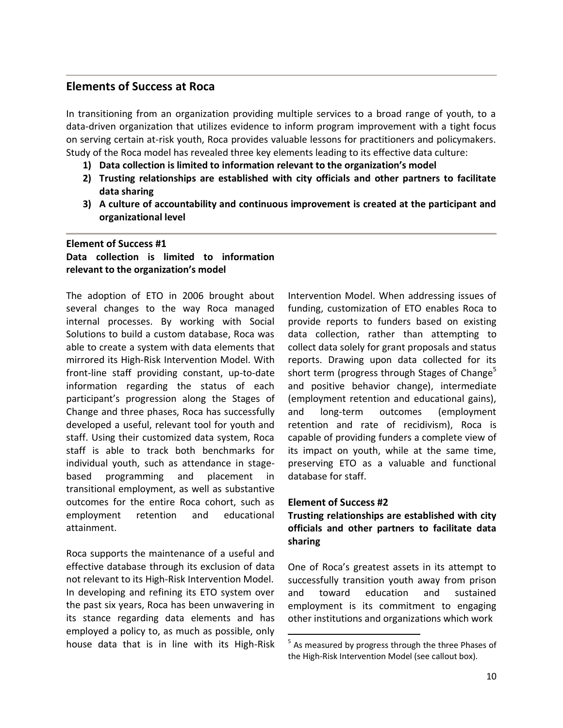## Elements of Success at Roca

In transitioning from an organization providing multiple services to a broad range of youth, to a data-driven organization that utilizes evidence to inform program improvement with a tight focus on serving certain at-risk youth, Roca provides valuable lessons for practitioners and policymakers. Study of the Roca model has revealed three key elements leading to its effective data culture:

1) **Data collection is limited to information relevant to the organization's model**
2) **Trusting relationships are established with city officials and other partners to facilitate data sharing**
3) **A culture of accountability and continuous improvement is created at the participant and organizational level**

### Element of Success #1
### Data collection is limited to information relevant to the organization's model

The adoption of ETO in 2006 brought about several changes to the way Roca managed internal processes. By working with Social Solutions to build a custom database, Roca was able to create a system with data elements that mirrored its High-Risk Intervention Model. With front-line staff providing constant, up-to-date information regarding the status of each participant's progression along the Stages of Change and three phases, Roca has successfully developed a useful, relevant tool for youth and staff. Using their customized data system, Roca staff is able to track both benchmarks for individual youth, such as attendance in stage-based programming and placement in transitional employment, as well as substantive outcomes for the entire Roca cohort, such as employment retention and educational attainment.

Roca supports the maintenance of a useful and effective database through its exclusion of data not relevant to its High-Risk Intervention Model. In developing and refining its ETO system over the past six years, Roca has been unwavering in its stance regarding data elements and has employed a policy to, as much as possible, only house data that is in line with its High-Risk Intervention Model. When addressing issues of funding, customization of ETO enables Roca to provide reports to funders based on existing data collection, rather than attempting to collect data solely for grant proposals and status reports. Drawing upon data collected for its short term (progress through Stages of Change[5] and positive behavior change), intermediate (employment retention and educational gains), and long-term outcomes (employment retention and rate of recidivism), Roca is capable of providing funders a complete view of its impact on youth, while at the same time, preserving ETO as a valuable and functional database for staff.

### Element of Success #2
### Trusting relationships are established with city officials and other partners to facilitate data sharing

One of Roca's greatest assets in its attempt to successfully transition youth away from prison and toward education and sustained employment is its commitment to engaging other institutions and organizations which work

[5] As measured by progress through the three Phases of the High-Risk Intervention Model (see callout box).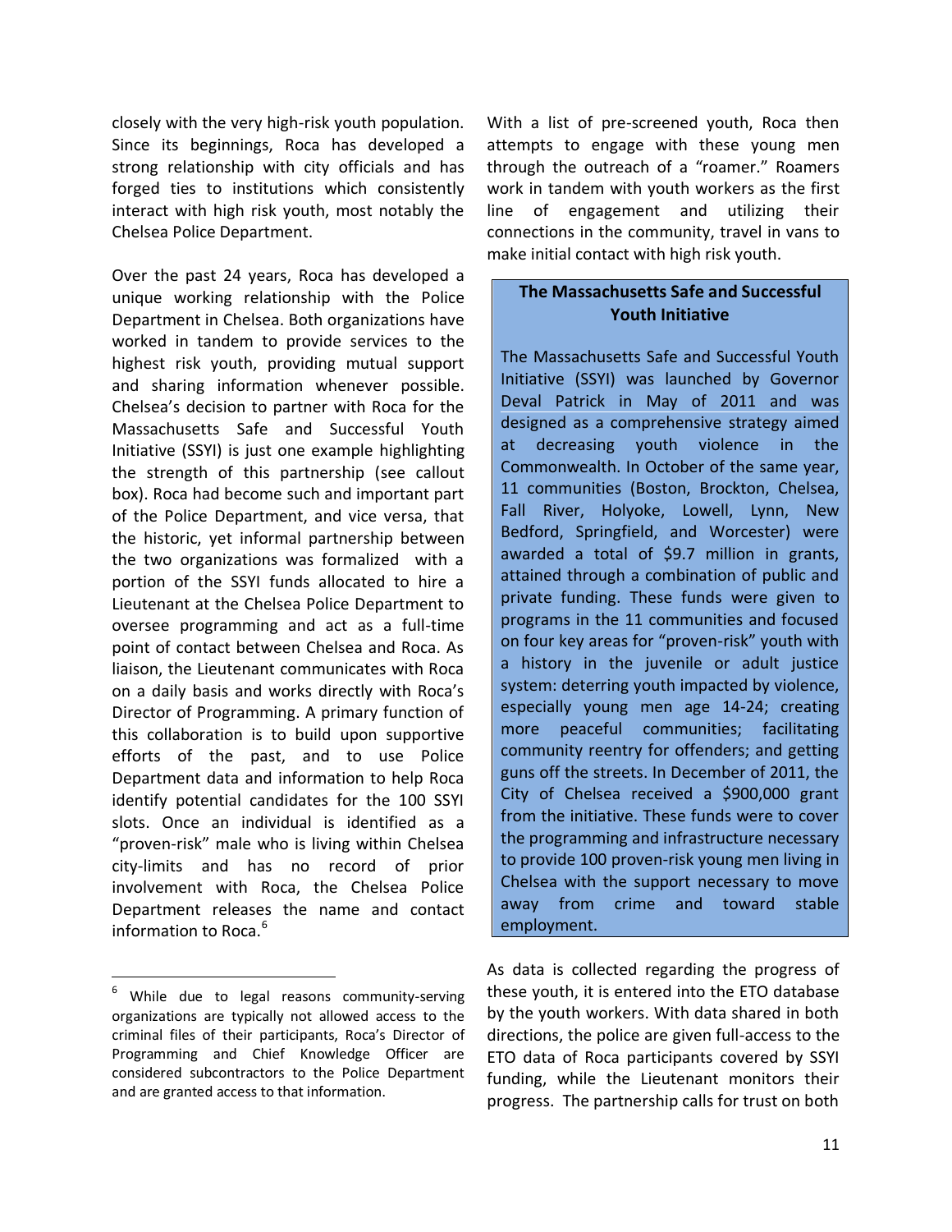closely with the very high-risk youth population. Since its beginnings, Roca has developed a strong relationship with city officials and has forged ties to institutions which consistently interact with high risk youth, most notably the Chelsea Police Department.

Over the past 24 years, Roca has developed a unique working relationship with the Police Department in Chelsea. Both organizations have worked in tandem to provide services to the highest risk youth, providing mutual support and sharing information whenever possible. Chelsea's decision to partner with Roca for the Massachusetts Safe and Successful Youth Initiative (SSYI) is just one example highlighting the strength of this partnership (see callout box). Roca had become such and important part of the Police Department, and vice versa, that the historic, yet informal partnership between the two organizations was formalized with a portion of the SSYI funds allocated to hire a Lieutenant at the Chelsea Police Department to oversee programming and act as a full-time point of contact between Chelsea and Roca. As liaison, the Lieutenant communicates with Roca on a daily basis and works directly with Roca's Director of Programming. A primary function of this collaboration is to build upon supportive efforts of the past, and to use Police Department data and information to help Roca identify potential candidates for the 100 SSYI slots. Once an individual is identified as a "proven-risk" male who is living within Chelsea city-limits and has no record of prior involvement with Roca, the Chelsea Police Department releases the name and contact information to Roca.[6]

With a list of pre-screened youth, Roca then attempts to engage with these young men through the outreach of a "roamer." Roamers work in tandem with youth workers as the first line of engagement and utilizing their connections in the community, travel in vans to make initial contact with high risk youth.

> **The Massachusetts Safe and Successful Youth Initiative**
>
> The Massachusetts Safe and Successful Youth Initiative (SSYI) was launched by Governor Deval Patrick in May of 2011 and was designed as a comprehensive strategy aimed at decreasing youth violence in the Commonwealth. In October of the same year, 11 communities (Boston, Brockton, Chelsea, Fall River, Holyoke, Lowell, Lynn, New Bedford, Springfield, and Worcester) were awarded a total of $9.7 million in grants, attained through a combination of public and private funding. These funds were given to programs in the 11 communities and focused on four key areas for "proven-risk" youth with a history in the juvenile or adult justice system: deterring youth impacted by violence, especially young men age 14-24; creating more peaceful communities; facilitating community reentry for offenders; and getting guns off the streets. In December of 2011, the City of Chelsea received a $900,000 grant from the initiative. These funds were to cover the programming and infrastructure necessary to provide 100 proven-risk young men living in Chelsea with the support necessary to move away from crime and toward stable employment.

As data is collected regarding the progress of these youth, it is entered into the ETO database by the youth workers. With data shared in both directions, the police are given full-access to the ETO data of Roca participants covered by SSYI funding, while the Lieutenant monitors their progress. The partnership calls for trust on both

---

[6] While due to legal reasons community-serving organizations are typically not allowed access to the criminal files of their participants, Roca's Director of Programming and Chief Knowledge Officer are considered subcontractors to the Police Department and are granted access to that information.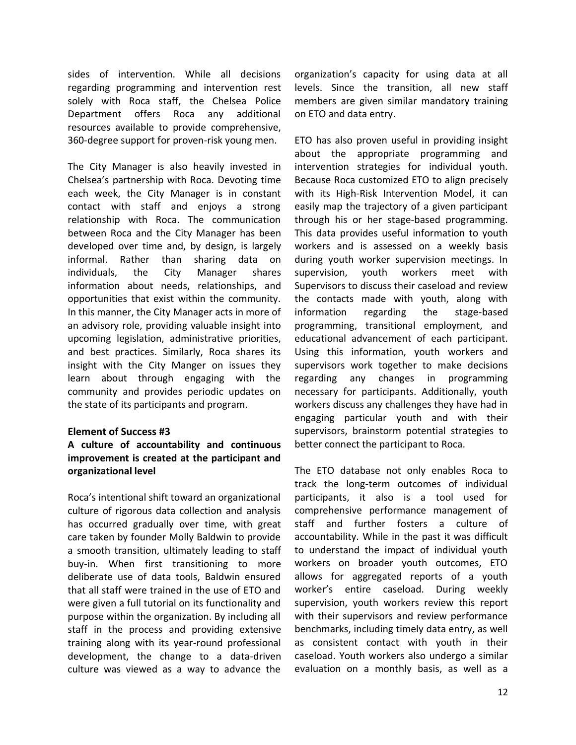sides of intervention. While all decisions regarding programming and intervention rest solely with Roca staff, the Chelsea Police Department offers Roca any additional resources available to provide comprehensive, 360-degree support for proven-risk young men.

The City Manager is also heavily invested in Chelsea's partnership with Roca. Devoting time each week, the City Manager is in constant contact with staff and enjoys a strong relationship with Roca. The communication between Roca and the City Manager has been developed over time and, by design, is largely informal. Rather than sharing data on individuals, the City Manager shares information about needs, relationships, and opportunities that exist within the community. In this manner, the City Manager acts in more of an advisory role, providing valuable insight into upcoming legislation, administrative priorities, and best practices. Similarly, Roca shares its insight with the City Manger on issues they learn about through engaging with the community and provides periodic updates on the state of its participants and program.

**Element of Success #3**

**A culture of accountability and continuous improvement is created at the participant and organizational level**

Roca's intentional shift toward an organizational culture of rigorous data collection and analysis has occurred gradually over time, with great care taken by founder Molly Baldwin to provide a smooth transition, ultimately leading to staff buy-in. When first transitioning to more deliberate use of data tools, Baldwin ensured that all staff were trained in the use of ETO and were given a full tutorial on its functionality and purpose within the organization. By including all staff in the process and providing extensive training along with its year-round professional development, the change to a data-driven culture was viewed as a way to advance the organization's capacity for using data at all levels. Since the transition, all new staff members are given similar mandatory training on ETO and data entry.

ETO has also proven useful in providing insight about the appropriate programming and intervention strategies for individual youth. Because Roca customized ETO to align precisely with its High-Risk Intervention Model, it can easily map the trajectory of a given participant through his or her stage-based programming. This data provides useful information to youth workers and is assessed on a weekly basis during youth worker supervision meetings. In supervision, youth workers meet with Supervisors to discuss their caseload and review the contacts made with youth, along with information regarding the stage-based programming, transitional employment, and educational advancement of each participant. Using this information, youth workers and supervisors work together to make decisions regarding any changes in programming necessary for participants. Additionally, youth workers discuss any challenges they have had in engaging particular youth and with their supervisors, brainstorm potential strategies to better connect the participant to Roca.

The ETO database not only enables Roca to track the long-term outcomes of individual participants, it also is a tool used for comprehensive performance management of staff and further fosters a culture of accountability. While in the past it was difficult to understand the impact of individual youth workers on broader youth outcomes, ETO allows for aggregated reports of a youth worker's entire caseload. During weekly supervision, youth workers review this report with their supervisors and review performance benchmarks, including timely data entry, as well as consistent contact with youth in their caseload. Youth workers also undergo a similar evaluation on a monthly basis, as well as a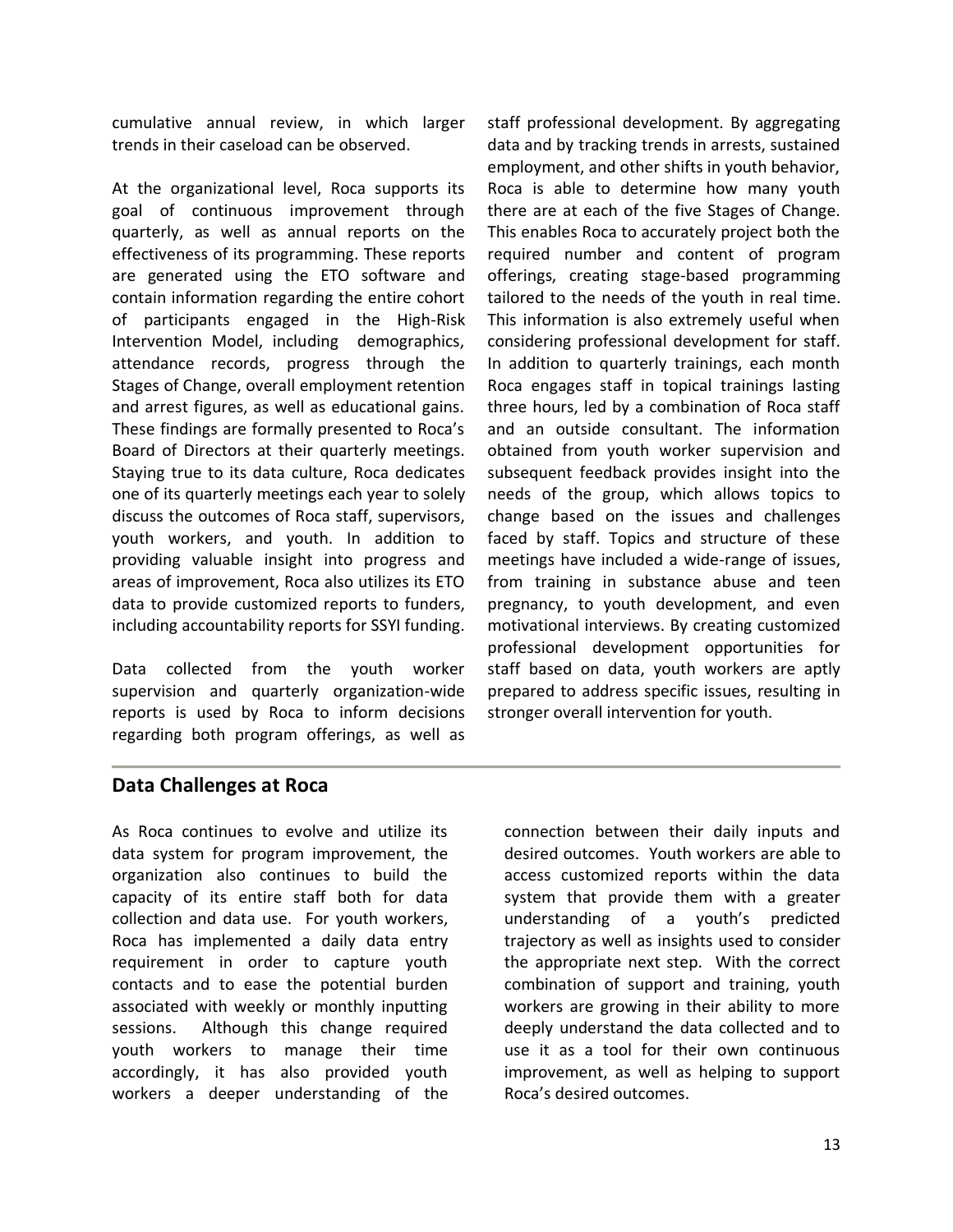cumulative annual review, in which larger trends in their caseload can be observed.

At the organizational level, Roca supports its goal of continuous improvement through quarterly, as well as annual reports on the effectiveness of its programming. These reports are generated using the ETO software and contain information regarding the entire cohort of participants engaged in the High-Risk Intervention Model, including demographics, attendance records, progress through the Stages of Change, overall employment retention and arrest figures, as well as educational gains. These findings are formally presented to Roca's Board of Directors at their quarterly meetings. Staying true to its data culture, Roca dedicates one of its quarterly meetings each year to solely discuss the outcomes of Roca staff, supervisors, youth workers, and youth. In addition to providing valuable insight into progress and areas of improvement, Roca also utilizes its ETO data to provide customized reports to funders, including accountability reports for SSYI funding.

Data collected from the youth worker supervision and quarterly organization-wide reports is used by Roca to inform decisions regarding both program offerings, as well as staff professional development. By aggregating data and by tracking trends in arrests, sustained employment, and other shifts in youth behavior, Roca is able to determine how many youth there are at each of the five Stages of Change. This enables Roca to accurately project both the required number and content of program offerings, creating stage-based programming tailored to the needs of the youth in real time. This information is also extremely useful when considering professional development for staff. In addition to quarterly trainings, each month Roca engages staff in topical trainings lasting three hours, led by a combination of Roca staff and an outside consultant. The information obtained from youth worker supervision and subsequent feedback provides insight into the needs of the group, which allows topics to change based on the issues and challenges faced by staff. Topics and structure of these meetings have included a wide-range of issues, from training in substance abuse and teen pregnancy, to youth development, and even motivational interviews. By creating customized professional development opportunities for staff based on data, youth workers are aptly prepared to address specific issues, resulting in stronger overall intervention for youth.

## Data Challenges at Roca

As Roca continues to evolve and utilize its data system for program improvement, the organization also continues to build the capacity of its entire staff both for data collection and data use. For youth workers, Roca has implemented a daily data entry requirement in order to capture youth contacts and to ease the potential burden associated with weekly or monthly inputting sessions. Although this change required youth workers to manage their time accordingly, it has also provided youth workers a deeper understanding of the connection between their daily inputs and desired outcomes. Youth workers are able to access customized reports within the data system that provide them with a greater understanding of a youth's predicted trajectory as well as insights used to consider the appropriate next step. With the correct combination of support and training, youth workers are growing in their ability to more deeply understand the data collected and to use it as a tool for their own continuous improvement, as well as helping to support Roca's desired outcomes.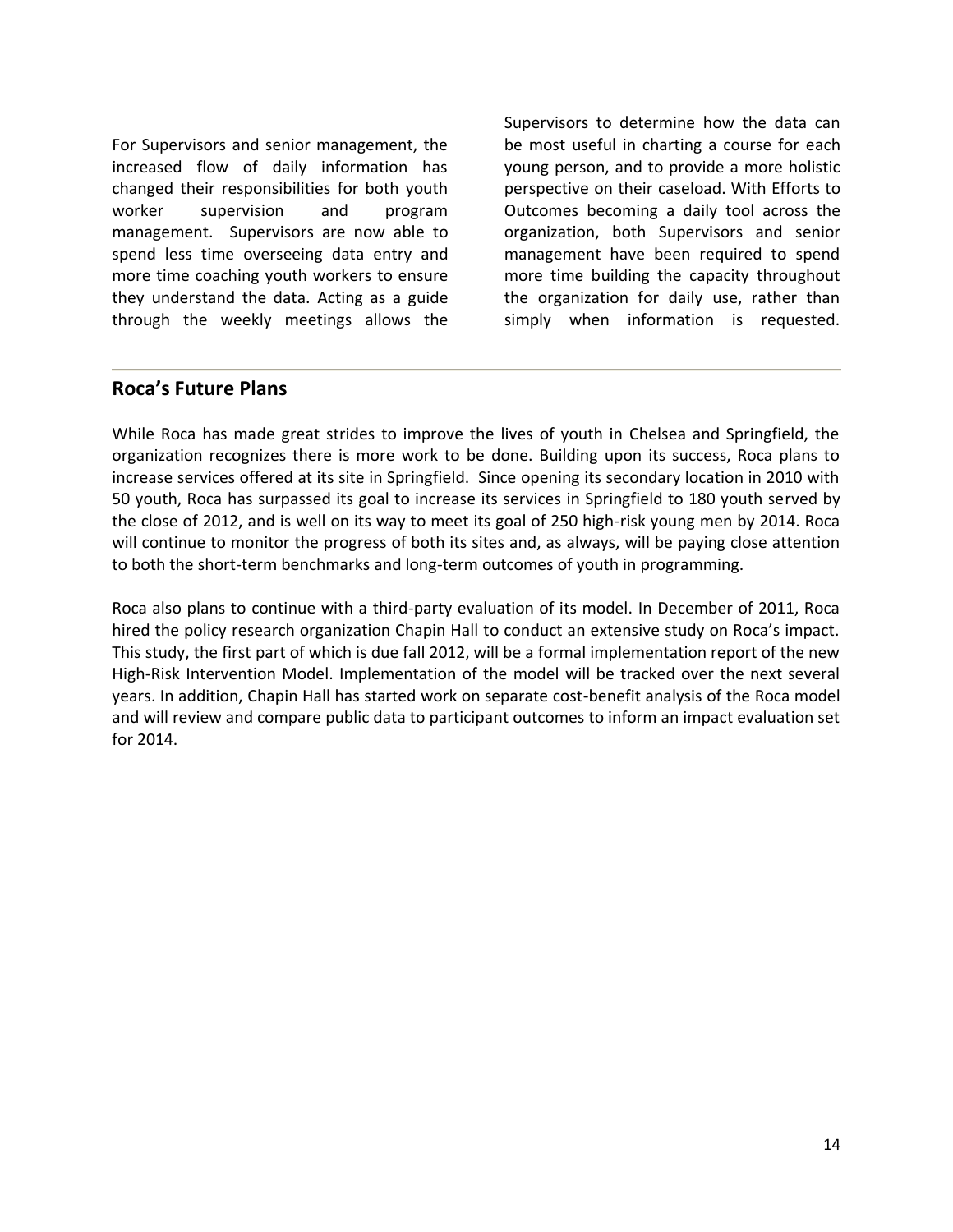For Supervisors and senior management, the increased flow of daily information has changed their responsibilities for both youth worker supervision and program management. Supervisors are now able to spend less time overseeing data entry and more time coaching youth workers to ensure they understand the data. Acting as a guide through the weekly meetings allows the Supervisors to determine how the data can be most useful in charting a course for each young person, and to provide a more holistic perspective on their caseload. With Efforts to Outcomes becoming a daily tool across the organization, both Supervisors and senior management have been required to spend more time building the capacity throughout the organization for daily use, rather than simply when information is requested.

## Roca's Future Plans

While Roca has made great strides to improve the lives of youth in Chelsea and Springfield, the organization recognizes there is more work to be done. Building upon its success, Roca plans to increase services offered at its site in Springfield. Since opening its secondary location in 2010 with 50 youth, Roca has surpassed its goal to increase its services in Springfield to 180 youth served by the close of 2012, and is well on its way to meet its goal of 250 high-risk young men by 2014. Roca will continue to monitor the progress of both its sites and, as always, will be paying close attention to both the short-term benchmarks and long-term outcomes of youth in programming.

Roca also plans to continue with a third-party evaluation of its model. In December of 2011, Roca hired the policy research organization Chapin Hall to conduct an extensive study on Roca's impact. This study, the first part of which is due fall 2012, will be a formal implementation report of the new High-Risk Intervention Model. Implementation of the model will be tracked over the next several years. In addition, Chapin Hall has started work on separate cost-benefit analysis of the Roca model and will review and compare public data to participant outcomes to inform an impact evaluation set for 2014.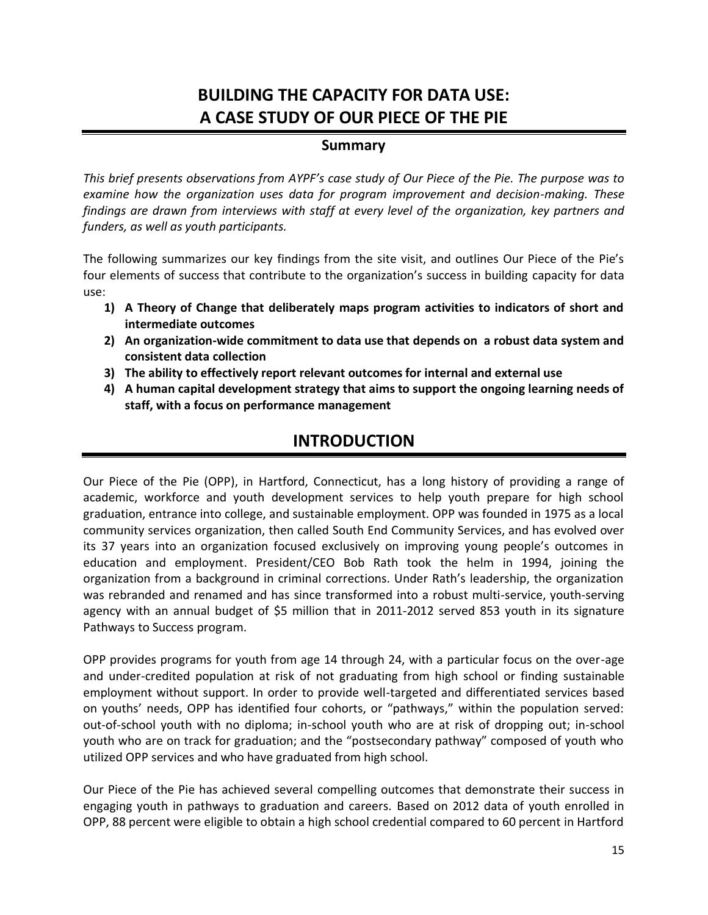# BUILDING THE CAPACITY FOR DATA USE: A CASE STUDY OF OUR PIECE OF THE PIE

## Summary

*This brief presents observations from AYPF's case study of Our Piece of the Pie. The purpose was to examine how the organization uses data for program improvement and decision-making. These findings are drawn from interviews with staff at every level of the organization, key partners and funders, as well as youth participants.*

The following summarizes our key findings from the site visit, and outlines Our Piece of the Pie's four elements of success that contribute to the organization's success in building capacity for data use:

1) **A Theory of Change that deliberately maps program activities to indicators of short and intermediate outcomes**
2) **An organization-wide commitment to data use that depends on a robust data system and consistent data collection**
3) **The ability to effectively report relevant outcomes for internal and external use**
4) **A human capital development strategy that aims to support the ongoing learning needs of staff, with a focus on performance management**

## INTRODUCTION

Our Piece of the Pie (OPP), in Hartford, Connecticut, has a long history of providing a range of academic, workforce and youth development services to help youth prepare for high school graduation, entrance into college, and sustainable employment. OPP was founded in 1975 as a local community services organization, then called South End Community Services, and has evolved over its 37 years into an organization focused exclusively on improving young people's outcomes in education and employment. President/CEO Bob Rath took the helm in 1994, joining the organization from a background in criminal corrections. Under Rath's leadership, the organization was rebranded and renamed and has since transformed into a robust multi-service, youth-serving agency with an annual budget of $5 million that in 2011-2012 served 853 youth in its signature Pathways to Success program.

OPP provides programs for youth from age 14 through 24, with a particular focus on the over-age and under-credited population at risk of not graduating from high school or finding sustainable employment without support. In order to provide well-targeted and differentiated services based on youths' needs, OPP has identified four cohorts, or "pathways," within the population served: out-of-school youth with no diploma; in-school youth who are at risk of dropping out; in-school youth who are on track for graduation; and the "postsecondary pathway" composed of youth who utilized OPP services and who have graduated from high school.

Our Piece of the Pie has achieved several compelling outcomes that demonstrate their success in engaging youth in pathways to graduation and careers. Based on 2012 data of youth enrolled in OPP, 88 percent were eligible to obtain a high school credential compared to 60 percent in Hartford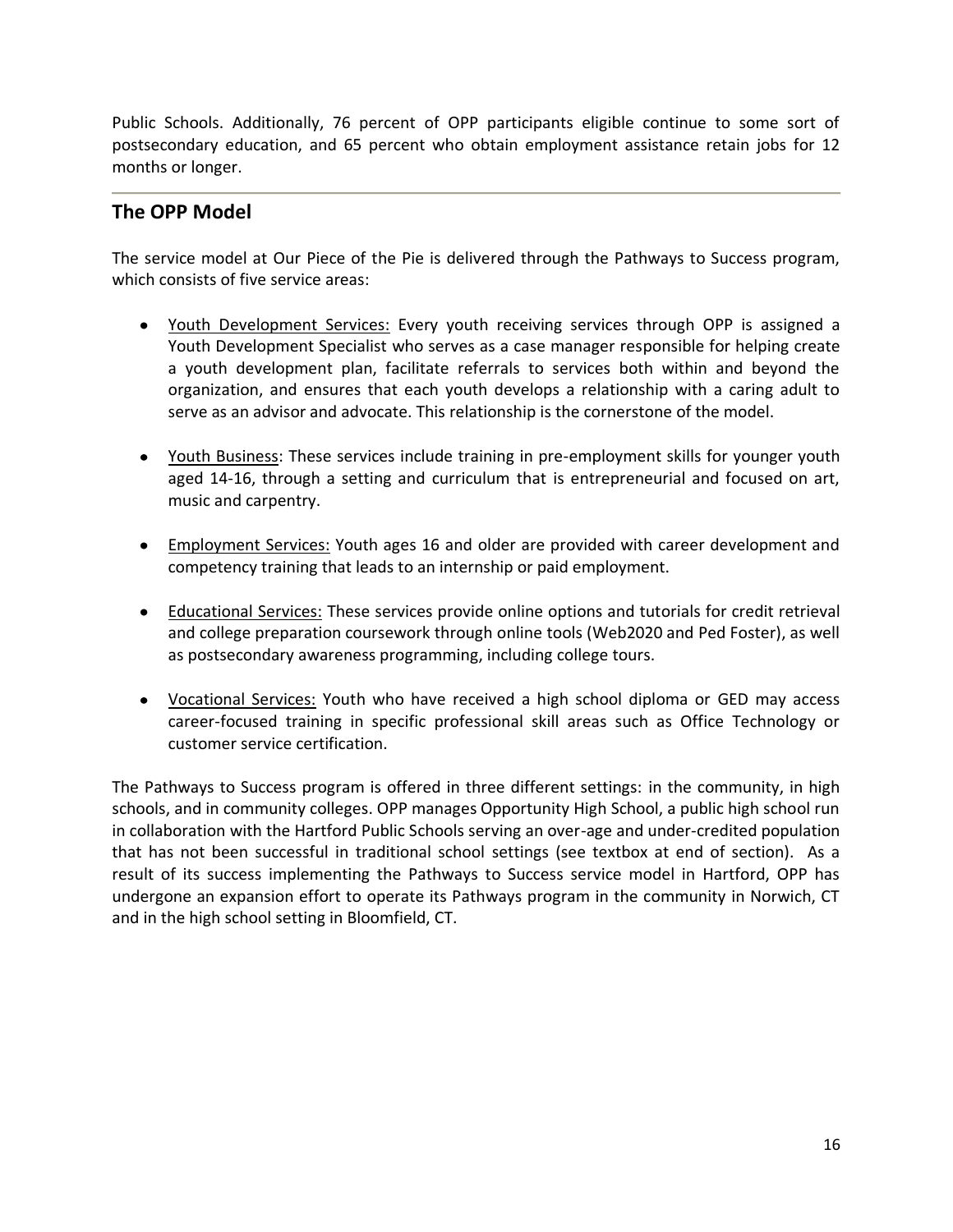Public Schools. Additionally, 76 percent of OPP participants eligible continue to some sort of postsecondary education, and 65 percent who obtain employment assistance retain jobs for 12 months or longer.

## The OPP Model

The service model at Our Piece of the Pie is delivered through the Pathways to Success program, which consists of five service areas:

- Youth Development Services: Every youth receiving services through OPP is assigned a Youth Development Specialist who serves as a case manager responsible for helping create a youth development plan, facilitate referrals to services both within and beyond the organization, and ensures that each youth develops a relationship with a caring adult to serve as an advisor and advocate. This relationship is the cornerstone of the model.

- Youth Business: These services include training in pre-employment skills for younger youth aged 14-16, through a setting and curriculum that is entrepreneurial and focused on art, music and carpentry.

- Employment Services: Youth ages 16 and older are provided with career development and competency training that leads to an internship or paid employment.

- Educational Services: These services provide online options and tutorials for credit retrieval and college preparation coursework through online tools (Web2020 and Ped Foster), as well as postsecondary awareness programming, including college tours.

- Vocational Services: Youth who have received a high school diploma or GED may access career-focused training in specific professional skill areas such as Office Technology or customer service certification.

The Pathways to Success program is offered in three different settings: in the community, in high schools, and in community colleges. OPP manages Opportunity High School, a public high school run in collaboration with the Hartford Public Schools serving an over-age and under-credited population that has not been successful in traditional school settings (see textbox at end of section). As a result of its success implementing the Pathways to Success service model in Hartford, OPP has undergone an expansion effort to operate its Pathways program in the community in Norwich, CT and in the high school setting in Bloomfield, CT.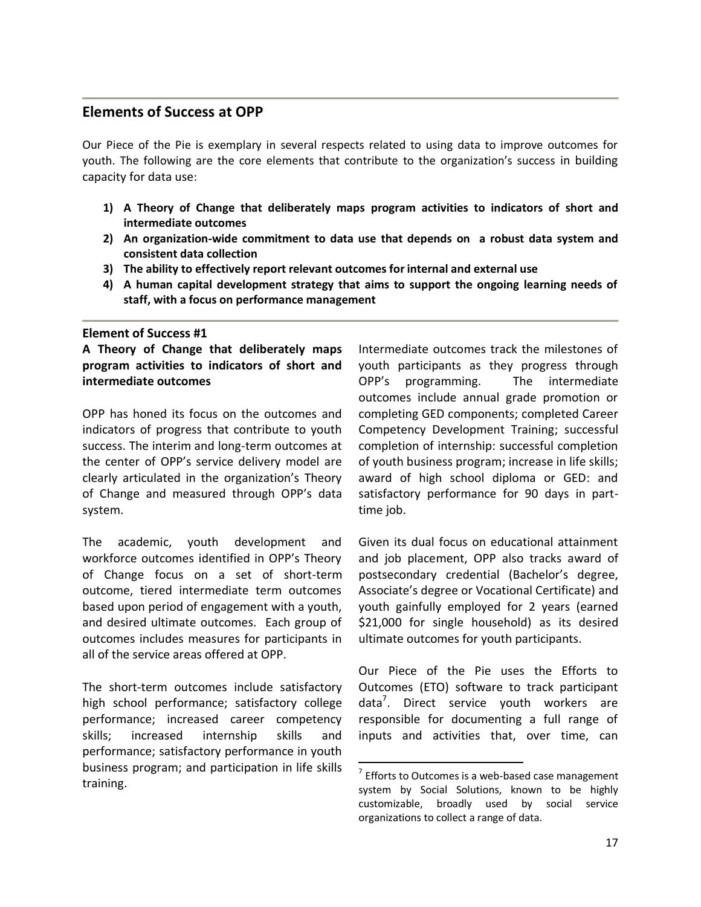## Elements of Success at OPP

Our Piece of the Pie is exemplary in several respects related to using data to improve outcomes for youth. The following are the core elements that contribute to the organization's success in building capacity for data use:

1) **A Theory of Change that deliberately maps program activities to indicators of short and intermediate outcomes**
2) **An organization-wide commitment to data use that depends on a robust data system and consistent data collection**
3) **The ability to effectively report relevant outcomes for internal and external use**
4) **A human capital development strategy that aims to support the ongoing learning needs of staff, with a focus on performance management**

### Element of Success #1

**A Theory of Change that deliberately maps program activities to indicators of short and intermediate outcomes**

OPP has honed its focus on the outcomes and indicators of progress that contribute to youth success. The interim and long-term outcomes at the center of OPP's service delivery model are clearly articulated in the organization's Theory of Change and measured through OPP's data system.

The academic, youth development and workforce outcomes identified in OPP's Theory of Change focus on a set of short-term outcome, tiered intermediate term outcomes based upon period of engagement with a youth, and desired ultimate outcomes. Each group of outcomes includes measures for participants in all of the service areas offered at OPP.

The short-term outcomes include satisfactory high school performance; satisfactory college performance; increased career competency skills; increased internship skills and performance; satisfactory performance in youth business program; and participation in life skills training.

Intermediate outcomes track the milestones of youth participants as they progress through OPP's programming. The intermediate outcomes include annual grade promotion or completing GED components; completed Career Competency Development Training; successful completion of internship: successful completion of youth business program; increase in life skills; award of high school diploma or GED: and satisfactory performance for 90 days in part-time job.

Given its dual focus on educational attainment and job placement, OPP also tracks award of postsecondary credential (Bachelor's degree, Associate's degree or Vocational Certificate) and youth gainfully employed for 2 years (earned $21,000 for single household) as its desired ultimate outcomes for youth participants.

Our Piece of the Pie uses the Efforts to Outcomes (ETO) software to track participant data[7]. Direct service youth workers are responsible for documenting a full range of inputs and activities that, over time, can

[7] Efforts to Outcomes is a web-based case management system by Social Solutions, known to be highly customizable, broadly used by social service organizations to collect a range of data.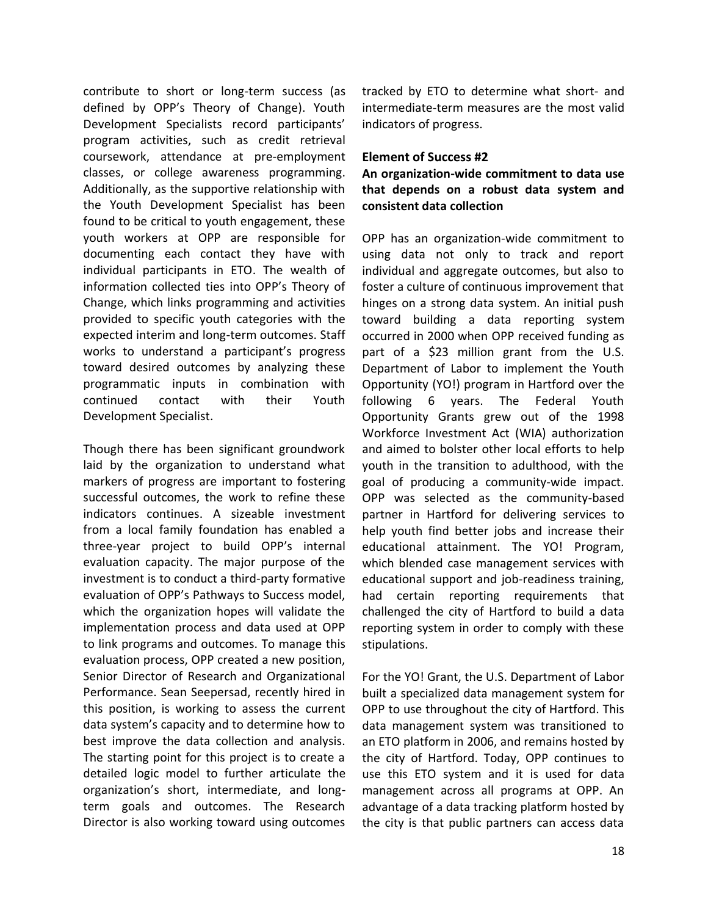contribute to short or long-term success (as defined by OPP's Theory of Change). Youth Development Specialists record participants' program activities, such as credit retrieval coursework, attendance at pre-employment classes, or college awareness programming. Additionally, as the supportive relationship with the Youth Development Specialist has been found to be critical to youth engagement, these youth workers at OPP are responsible for documenting each contact they have with individual participants in ETO. The wealth of information collected ties into OPP's Theory of Change, which links programming and activities provided to specific youth categories with the expected interim and long-term outcomes. Staff works to understand a participant's progress toward desired outcomes by analyzing these programmatic inputs in combination with continued contact with their Youth Development Specialist.

Though there has been significant groundwork laid by the organization to understand what markers of progress are important to fostering successful outcomes, the work to refine these indicators continues. A sizeable investment from a local family foundation has enabled a three-year project to build OPP's internal evaluation capacity. The major purpose of the investment is to conduct a third-party formative evaluation of OPP's Pathways to Success model, which the organization hopes will validate the implementation process and data used at OPP to link programs and outcomes. To manage this evaluation process, OPP created a new position, Senior Director of Research and Organizational Performance. Sean Seepersad, recently hired in this position, is working to assess the current data system's capacity and to determine how to best improve the data collection and analysis. The starting point for this project is to create a detailed logic model to further articulate the organization's short, intermediate, and long-term goals and outcomes. The Research Director is also working toward using outcomes tracked by ETO to determine what short- and intermediate-term measures are the most valid indicators of progress.

**Element of Success #2**

**An organization-wide commitment to data use that depends on a robust data system and consistent data collection**

OPP has an organization-wide commitment to using data not only to track and report individual and aggregate outcomes, but also to foster a culture of continuous improvement that hinges on a strong data system. An initial push toward building a data reporting system occurred in 2000 when OPP received funding as part of a $23 million grant from the U.S. Department of Labor to implement the Youth Opportunity (YO!) program in Hartford over the following 6 years. The Federal Youth Opportunity Grants grew out of the 1998 Workforce Investment Act (WIA) authorization and aimed to bolster other local efforts to help youth in the transition to adulthood, with the goal of producing a community-wide impact. OPP was selected as the community-based partner in Hartford for delivering services to help youth find better jobs and increase their educational attainment. The YO! Program, which blended case management services with educational support and job-readiness training, had certain reporting requirements that challenged the city of Hartford to build a data reporting system in order to comply with these stipulations.

For the YO! Grant, the U.S. Department of Labor built a specialized data management system for OPP to use throughout the city of Hartford. This data management system was transitioned to an ETO platform in 2006, and remains hosted by the city of Hartford. Today, OPP continues to use this ETO system and it is used for data management across all programs at OPP. An advantage of a data tracking platform hosted by the city is that public partners can access data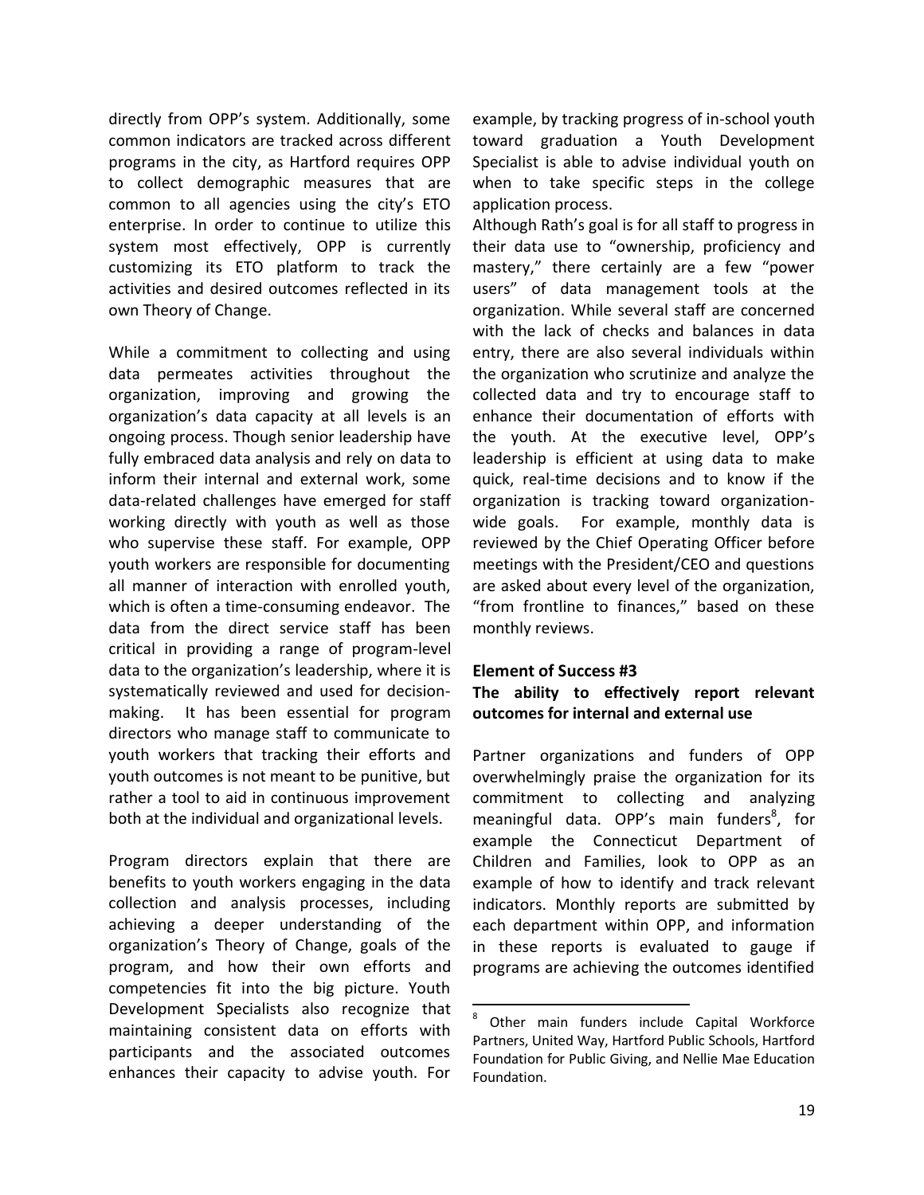directly from OPP's system. Additionally, some common indicators are tracked across different programs in the city, as Hartford requires OPP to collect demographic measures that are common to all agencies using the city's ETO enterprise. In order to continue to utilize this system most effectively, OPP is currently customizing its ETO platform to track the activities and desired outcomes reflected in its own Theory of Change.

While a commitment to collecting and using data permeates activities throughout the organization, improving and growing the organization's data capacity at all levels is an ongoing process. Though senior leadership have fully embraced data analysis and rely on data to inform their internal and external work, some data-related challenges have emerged for staff working directly with youth as well as those who supervise these staff. For example, OPP youth workers are responsible for documenting all manner of interaction with enrolled youth, which is often a time-consuming endeavor. The data from the direct service staff has been critical in providing a range of program-level data to the organization's leadership, where it is systematically reviewed and used for decision-making. It has been essential for program directors who manage staff to communicate to youth workers that tracking their efforts and youth outcomes is not meant to be punitive, but rather a tool to aid in continuous improvement both at the individual and organizational levels.

Program directors explain that there are benefits to youth workers engaging in the data collection and analysis processes, including achieving a deeper understanding of the organization's Theory of Change, goals of the program, and how their own efforts and competencies fit into the big picture. Youth Development Specialists also recognize that maintaining consistent data on efforts with participants and the associated outcomes enhances their capacity to advise youth. For example, by tracking progress of in-school youth toward graduation a Youth Development Specialist is able to advise individual youth on when to take specific steps in the college application process.

Although Rath's goal is for all staff to progress in their data use to "ownership, proficiency and mastery," there certainly are a few "power users" of data management tools at the organization. While several staff are concerned with the lack of checks and balances in data entry, there are also several individuals within the organization who scrutinize and analyze the collected data and try to encourage staff to enhance their documentation of efforts with the youth. At the executive level, OPP's leadership is efficient at using data to make quick, real-time decisions and to know if the organization is tracking toward organization-wide goals. For example, monthly data is reviewed by the Chief Operating Officer before meetings with the President/CEO and questions are asked about every level of the organization, "from frontline to finances," based on these monthly reviews.

**Element of Success #3**

**The ability to effectively report relevant outcomes for internal and external use**

Partner organizations and funders of OPP overwhelmingly praise the organization for its commitment to collecting and analyzing meaningful data. OPP's main funders[8], for example the Connecticut Department of Children and Families, look to OPP as an example of how to identify and track relevant indicators. Monthly reports are submitted by each department within OPP, and information in these reports is evaluated to gauge if programs are achieving the outcomes identified

---

[8] Other main funders include Capital Workforce Partners, United Way, Hartford Public Schools, Hartford Foundation for Public Giving, and Nellie Mae Education Foundation.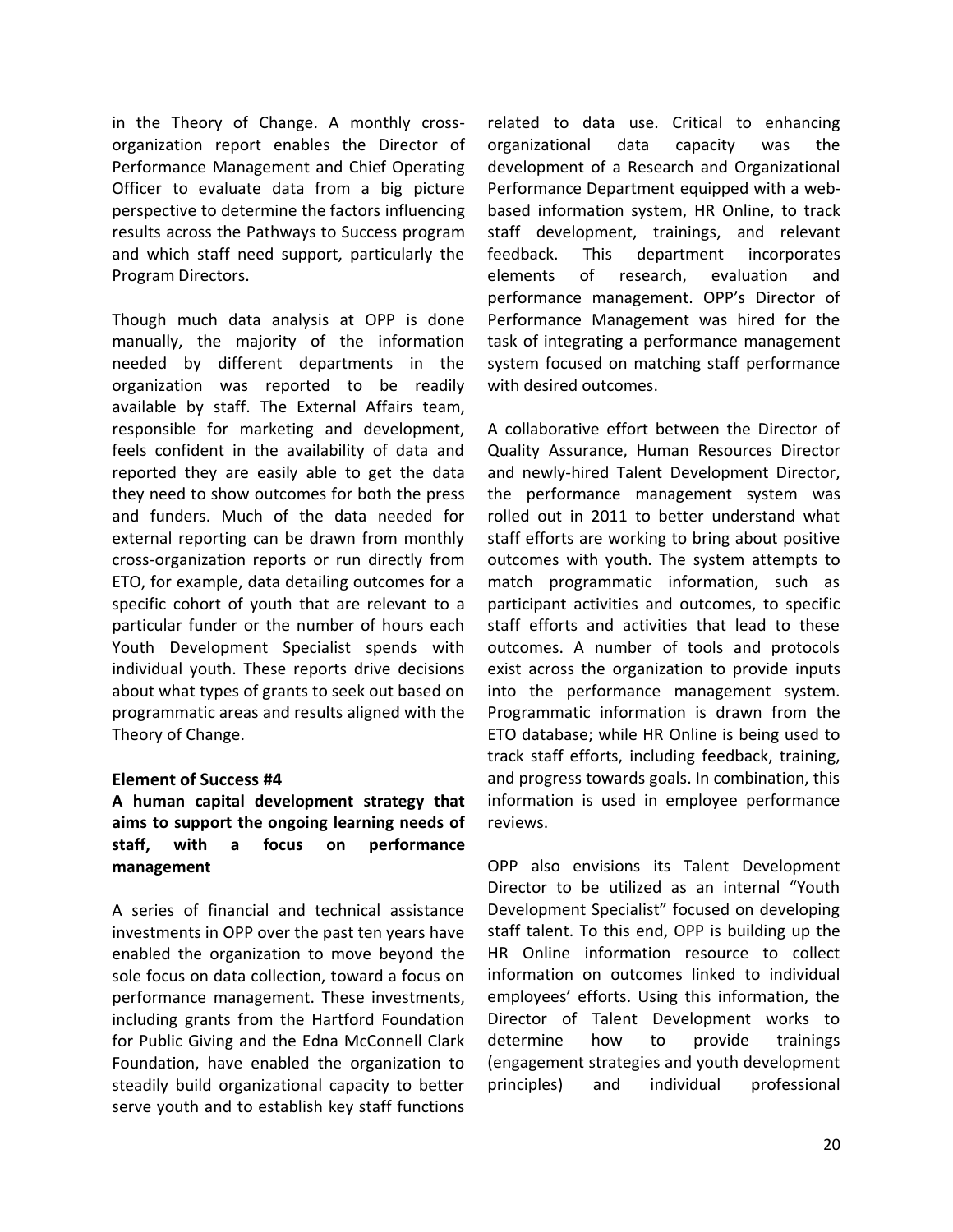in the Theory of Change. A monthly cross-organization report enables the Director of Performance Management and Chief Operating Officer to evaluate data from a big picture perspective to determine the factors influencing results across the Pathways to Success program and which staff need support, particularly the Program Directors.

Though much data analysis at OPP is done manually, the majority of the information needed by different departments in the organization was reported to be readily available by staff. The External Affairs team, responsible for marketing and development, feels confident in the availability of data and reported they are easily able to get the data they need to show outcomes for both the press and funders. Much of the data needed for external reporting can be drawn from monthly cross-organization reports or run directly from ETO, for example, data detailing outcomes for a specific cohort of youth that are relevant to a particular funder or the number of hours each Youth Development Specialist spends with individual youth. These reports drive decisions about what types of grants to seek out based on programmatic areas and results aligned with the Theory of Change.

**Element of Success #4**

**A human capital development strategy that aims to support the ongoing learning needs of staff, with a focus on performance management**

A series of financial and technical assistance investments in OPP over the past ten years have enabled the organization to move beyond the sole focus on data collection, toward a focus on performance management. These investments, including grants from the Hartford Foundation for Public Giving and the Edna McConnell Clark Foundation, have enabled the organization to steadily build organizational capacity to better serve youth and to establish key staff functions related to data use. Critical to enhancing organizational data capacity was the development of a Research and Organizational Performance Department equipped with a web-based information system, HR Online, to track staff development, trainings, and relevant feedback. This department incorporates elements of research, evaluation and performance management. OPP's Director of Performance Management was hired for the task of integrating a performance management system focused on matching staff performance with desired outcomes.

A collaborative effort between the Director of Quality Assurance, Human Resources Director and newly-hired Talent Development Director, the performance management system was rolled out in 2011 to better understand what staff efforts are working to bring about positive outcomes with youth. The system attempts to match programmatic information, such as participant activities and outcomes, to specific staff efforts and activities that lead to these outcomes. A number of tools and protocols exist across the organization to provide inputs into the performance management system. Programmatic information is drawn from the ETO database; while HR Online is being used to track staff efforts, including feedback, training, and progress towards goals. In combination, this information is used in employee performance reviews.

OPP also envisions its Talent Development Director to be utilized as an internal "Youth Development Specialist" focused on developing staff talent. To this end, OPP is building up the HR Online information resource to collect information on outcomes linked to individual employees' efforts. Using this information, the Director of Talent Development works to determine how to provide trainings (engagement strategies and youth development principles) and individual professional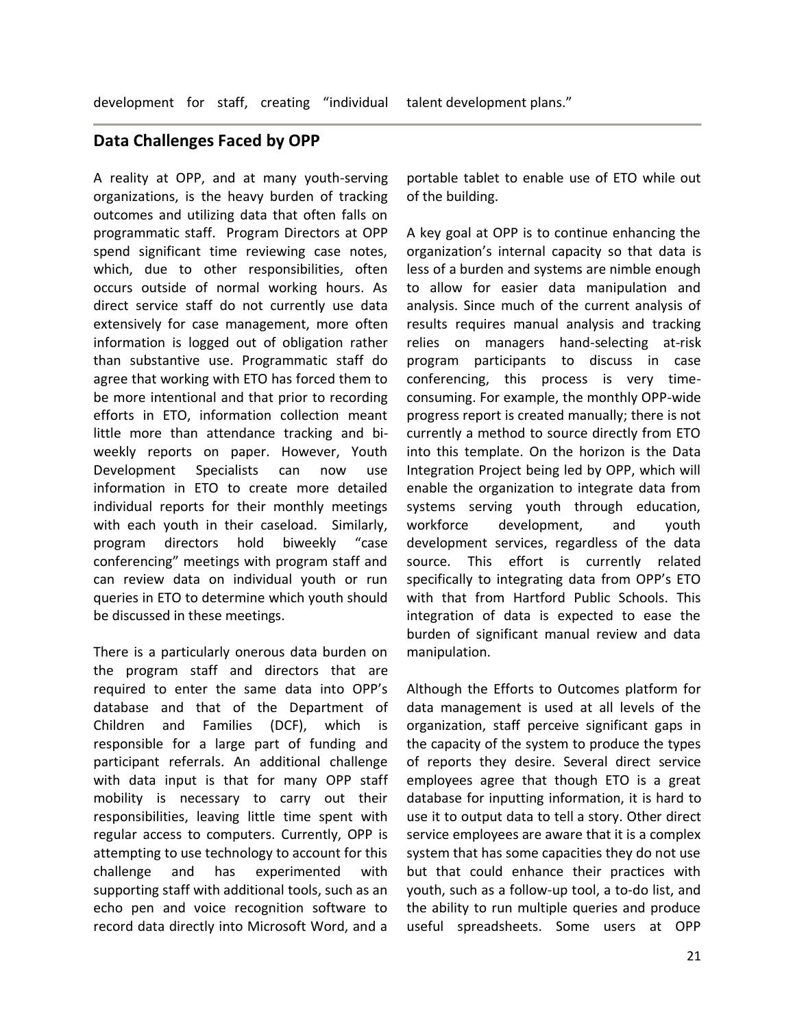development for staff, creating "individual talent development plans."

## Data Challenges Faced by OPP

A reality at OPP, and at many youth-serving organizations, is the heavy burden of tracking outcomes and utilizing data that often falls on programmatic staff. Program Directors at OPP spend significant time reviewing case notes, which, due to other responsibilities, often occurs outside of normal working hours. As direct service staff do not currently use data extensively for case management, more often information is logged out of obligation rather than substantive use. Programmatic staff do agree that working with ETO has forced them to be more intentional and that prior to recording efforts in ETO, information collection meant little more than attendance tracking and bi-weekly reports on paper. However, Youth Development Specialists can now use information in ETO to create more detailed individual reports for their monthly meetings with each youth in their caseload. Similarly, program directors hold biweekly "case conferencing" meetings with program staff and can review data on individual youth or run queries in ETO to determine which youth should be discussed in these meetings.

There is a particularly onerous data burden on the program staff and directors that are required to enter the same data into OPP's database and that of the Department of Children and Families (DCF), which is responsible for a large part of funding and participant referrals. An additional challenge with data input is that for many OPP staff mobility is necessary to carry out their responsibilities, leaving little time spent with regular access to computers. Currently, OPP is attempting to use technology to account for this challenge and has experimented with supporting staff with additional tools, such as an echo pen and voice recognition software to record data directly into Microsoft Word, and a portable tablet to enable use of ETO while out of the building.

A key goal at OPP is to continue enhancing the organization's internal capacity so that data is less of a burden and systems are nimble enough to allow for easier data manipulation and analysis. Since much of the current analysis of results requires manual analysis and tracking relies on managers hand-selecting at-risk program participants to discuss in case conferencing, this process is very time-consuming. For example, the monthly OPP-wide progress report is created manually; there is not currently a method to source directly from ETO into this template. On the horizon is the Data Integration Project being led by OPP, which will enable the organization to integrate data from systems serving youth through education, workforce development, and youth development services, regardless of the data source. This effort is currently related specifically to integrating data from OPP's ETO with that from Hartford Public Schools. This integration of data is expected to ease the burden of significant manual review and data manipulation.

Although the Efforts to Outcomes platform for data management is used at all levels of the organization, staff perceive significant gaps in the capacity of the system to produce the types of reports they desire. Several direct service employees agree that though ETO is a great database for inputting information, it is hard to use it to output data to tell a story. Other direct service employees are aware that it is a complex system that has some capacities they do not use but that could enhance their practices with youth, such as a follow-up tool, a to-do list, and the ability to run multiple queries and produce useful spreadsheets. Some users at OPP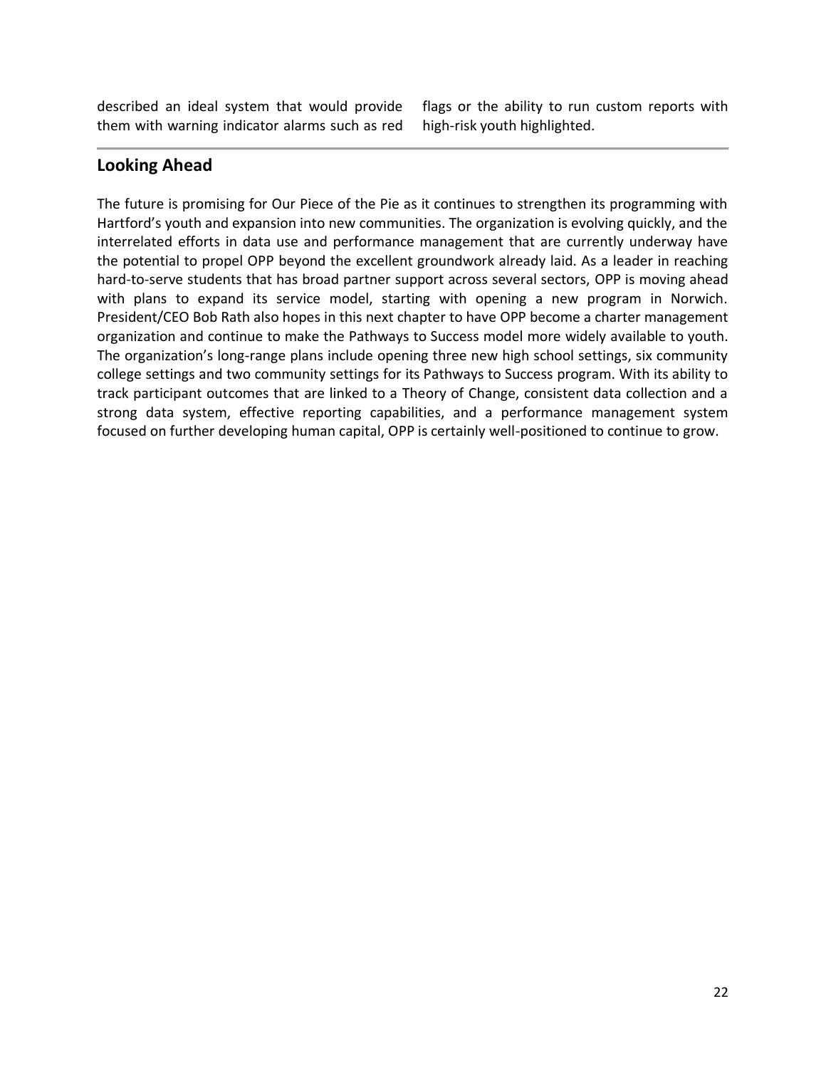described an ideal system that would provide them with warning indicator alarms such as red flags or the ability to run custom reports with high-risk youth highlighted.

## Looking Ahead

The future is promising for Our Piece of the Pie as it continues to strengthen its programming with Hartford's youth and expansion into new communities. The organization is evolving quickly, and the interrelated efforts in data use and performance management that are currently underway have the potential to propel OPP beyond the excellent groundwork already laid. As a leader in reaching hard-to-serve students that has broad partner support across several sectors, OPP is moving ahead with plans to expand its service model, starting with opening a new program in Norwich. President/CEO Bob Rath also hopes in this next chapter to have OPP become a charter management organization and continue to make the Pathways to Success model more widely available to youth. The organization's long-range plans include opening three new high school settings, six community college settings and two community settings for its Pathways to Success program. With its ability to track participant outcomes that are linked to a Theory of Change, consistent data collection and a strong data system, effective reporting capabilities, and a performance management system focused on further developing human capital, OPP is certainly well-positioned to continue to grow.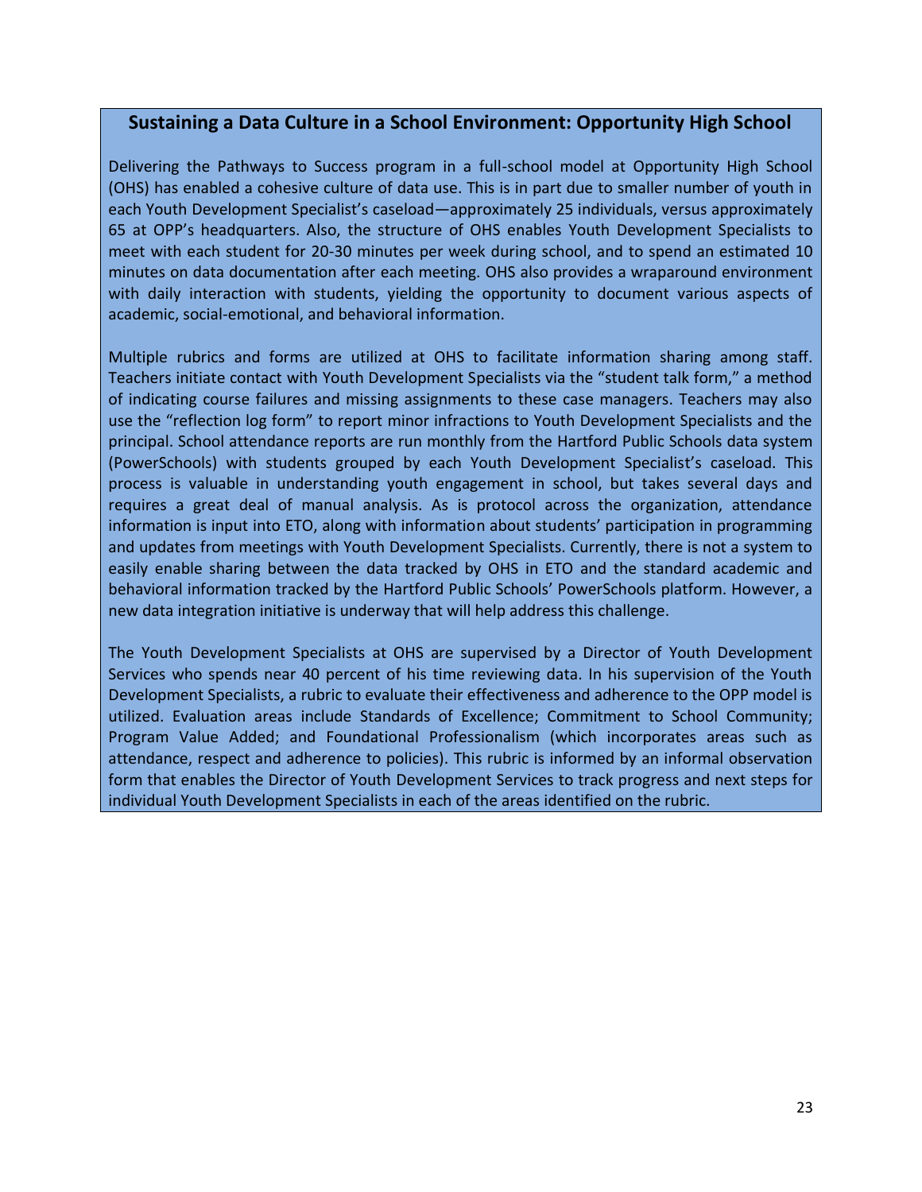### Sustaining a Data Culture in a School Environment: Opportunity High School

Delivering the Pathways to Success program in a full-school model at Opportunity High School (OHS) has enabled a cohesive culture of data use. This is in part due to smaller number of youth in each Youth Development Specialist's caseload—approximately 25 individuals, versus approximately 65 at OPP's headquarters. Also, the structure of OHS enables Youth Development Specialists to meet with each student for 20-30 minutes per week during school, and to spend an estimated 10 minutes on data documentation after each meeting. OHS also provides a wraparound environment with daily interaction with students, yielding the opportunity to document various aspects of academic, social-emotional, and behavioral information.

Multiple rubrics and forms are utilized at OHS to facilitate information sharing among staff. Teachers initiate contact with Youth Development Specialists via the "student talk form," a method of indicating course failures and missing assignments to these case managers. Teachers may also use the "reflection log form" to report minor infractions to Youth Development Specialists and the principal. School attendance reports are run monthly from the Hartford Public Schools data system (PowerSchools) with students grouped by each Youth Development Specialist's caseload. This process is valuable in understanding youth engagement in school, but takes several days and requires a great deal of manual analysis. As is protocol across the organization, attendance information is input into ETO, along with information about students' participation in programming and updates from meetings with Youth Development Specialists. Currently, there is not a system to easily enable sharing between the data tracked by OHS in ETO and the standard academic and behavioral information tracked by the Hartford Public Schools' PowerSchools platform. However, a new data integration initiative is underway that will help address this challenge.

The Youth Development Specialists at OHS are supervised by a Director of Youth Development Services who spends near 40 percent of his time reviewing data. In his supervision of the Youth Development Specialists, a rubric to evaluate their effectiveness and adherence to the OPP model is utilized. Evaluation areas include Standards of Excellence; Commitment to School Community; Program Value Added; and Foundational Professionalism (which incorporates areas such as attendance, respect and adherence to policies). This rubric is informed by an informal observation form that enables the Director of Youth Development Services to track progress and next steps for individual Youth Development Specialists in each of the areas identified on the rubric.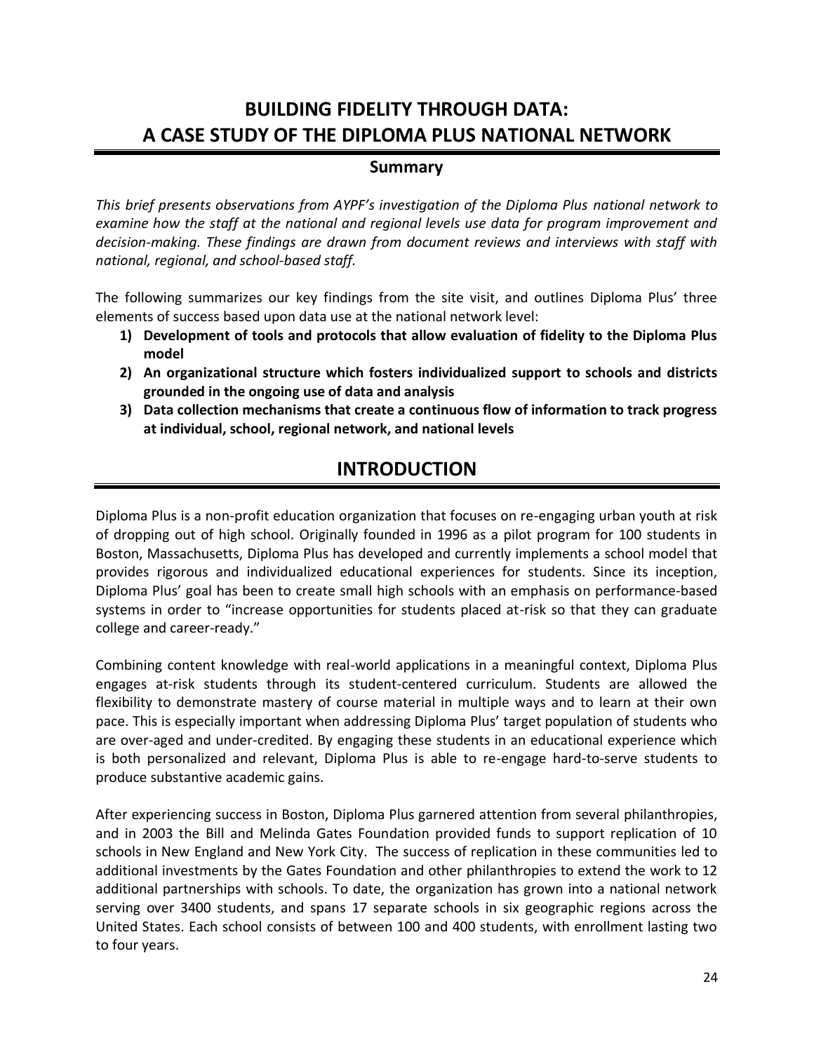# BUILDING FIDELITY THROUGH DATA: A CASE STUDY OF THE DIPLOMA PLUS NATIONAL NETWORK

## Summary

*This brief presents observations from AYPF's investigation of the Diploma Plus national network to examine how the staff at the national and regional levels use data for program improvement and decision-making. These findings are drawn from document reviews and interviews with staff with national, regional, and school-based staff.*

The following summarizes our key findings from the site visit, and outlines Diploma Plus' three elements of success based upon data use at the national network level:

1) **Development of tools and protocols that allow evaluation of fidelity to the Diploma Plus model**
2) **An organizational structure which fosters individualized support to schools and districts grounded in the ongoing use of data and analysis**
3) **Data collection mechanisms that create a continuous flow of information to track progress at individual, school, regional network, and national levels**

## INTRODUCTION

Diploma Plus is a non-profit education organization that focuses on re-engaging urban youth at risk of dropping out of high school. Originally founded in 1996 as a pilot program for 100 students in Boston, Massachusetts, Diploma Plus has developed and currently implements a school model that provides rigorous and individualized educational experiences for students. Since its inception, Diploma Plus' goal has been to create small high schools with an emphasis on performance-based systems in order to "increase opportunities for students placed at-risk so that they can graduate college and career-ready."

Combining content knowledge with real-world applications in a meaningful context, Diploma Plus engages at-risk students through its student-centered curriculum. Students are allowed the flexibility to demonstrate mastery of course material in multiple ways and to learn at their own pace. This is especially important when addressing Diploma Plus' target population of students who are over-aged and under-credited. By engaging these students in an educational experience which is both personalized and relevant, Diploma Plus is able to re-engage hard-to-serve students to produce substantive academic gains.

After experiencing success in Boston, Diploma Plus garnered attention from several philanthropies, and in 2003 the Bill and Melinda Gates Foundation provided funds to support replication of 10 schools in New England and New York City. The success of replication in these communities led to additional investments by the Gates Foundation and other philanthropies to extend the work to 12 additional partnerships with schools. To date, the organization has grown into a national network serving over 3400 students, and spans 17 separate schools in six geographic regions across the United States. Each school consists of between 100 and 400 students, with enrollment lasting two to four years.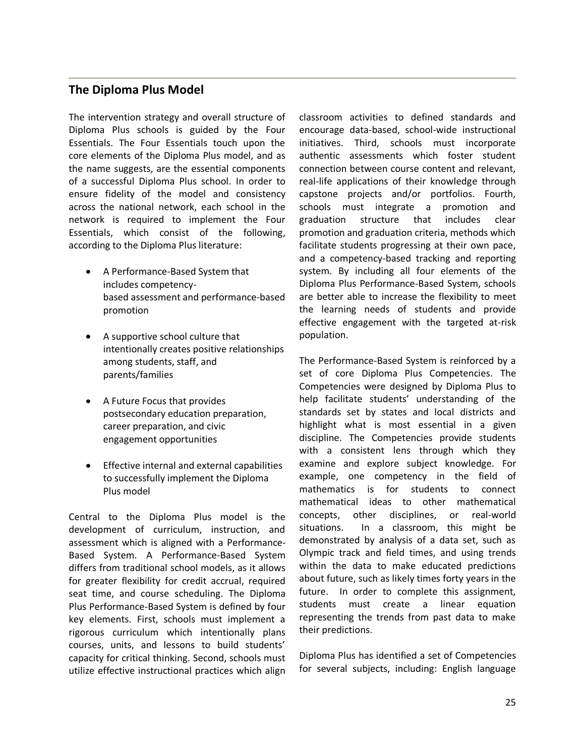## The Diploma Plus Model

The intervention strategy and overall structure of Diploma Plus schools is guided by the Four Essentials. The Four Essentials touch upon the core elements of the Diploma Plus model, and as the name suggests, are the essential components of a successful Diploma Plus school. In order to ensure fidelity of the model and consistency across the national network, each school in the network is required to implement the Four Essentials, which consist of the following, according to the Diploma Plus literature:

- A Performance-Based System that includes competency-based assessment and performance-based promotion
- A supportive school culture that intentionally creates positive relationships among students, staff, and parents/families
- A Future Focus that provides postsecondary education preparation, career preparation, and civic engagement opportunities
- Effective internal and external capabilities to successfully implement the Diploma Plus model

Central to the Diploma Plus model is the development of curriculum, instruction, and assessment which is aligned with a Performance-Based System. A Performance-Based System differs from traditional school models, as it allows for greater flexibility for credit accrual, required seat time, and course scheduling. The Diploma Plus Performance-Based System is defined by four key elements. First, schools must implement a rigorous curriculum which intentionally plans courses, units, and lessons to build students' capacity for critical thinking. Second, schools must utilize effective instructional practices which align classroom activities to defined standards and encourage data-based, school-wide instructional initiatives. Third, schools must incorporate authentic assessments which foster student connection between course content and relevant, real-life applications of their knowledge through capstone projects and/or portfolios. Fourth, schools must integrate a promotion and graduation structure that includes clear promotion and graduation criteria, methods which facilitate students progressing at their own pace, and a competency-based tracking and reporting system. By including all four elements of the Diploma Plus Performance-Based System, schools are better able to increase the flexibility to meet the learning needs of students and provide effective engagement with the targeted at-risk population.

The Performance-Based System is reinforced by a set of core Diploma Plus Competencies. The Competencies were designed by Diploma Plus to help facilitate students' understanding of the standards set by states and local districts and highlight what is most essential in a given discipline. The Competencies provide students with a consistent lens through which they examine and explore subject knowledge. For example, one competency in the field of mathematics is for students to connect mathematical ideas to other mathematical concepts, other disciplines, or real-world situations. In a classroom, this might be demonstrated by analysis of a data set, such as Olympic track and field times, and using trends within the data to make educated predictions about future, such as likely times forty years in the future. In order to complete this assignment, students must create a linear equation representing the trends from past data to make their predictions.

Diploma Plus has identified a set of Competencies for several subjects, including: English language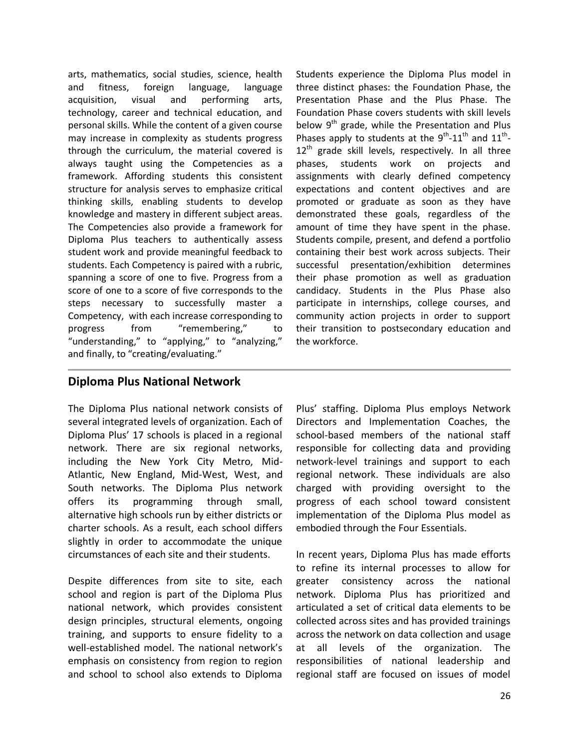arts, mathematics, social studies, science, health and fitness, foreign language, language acquisition, visual and performing arts, technology, career and technical education, and personal skills. While the content of a given course may increase in complexity as students progress through the curriculum, the material covered is always taught using the Competencies as a framework. Affording students this consistent structure for analysis serves to emphasize critical thinking skills, enabling students to develop knowledge and mastery in different subject areas. The Competencies also provide a framework for Diploma Plus teachers to authentically assess student work and provide meaningful feedback to students. Each Competency is paired with a rubric, spanning a score of one to five. Progress from a score of one to a score of five corresponds to the steps necessary to successfully master a Competency, with each increase corresponding to progress from "remembering," to "understanding," to "applying," to "analyzing," and finally, to "creating/evaluating."

Students experience the Diploma Plus model in three distinct phases: the Foundation Phase, the Presentation Phase and the Plus Phase. The Foundation Phase covers students with skill levels below 9th grade, while the Presentation and Plus Phases apply to students at the 9th-11th and 11th-12th grade skill levels, respectively. In all three phases, students work on projects and assignments with clearly defined competency expectations and content objectives and are promoted or graduate as soon as they have demonstrated these goals, regardless of the amount of time they have spent in the phase. Students compile, present, and defend a portfolio containing their best work across subjects. Their successful presentation/exhibition determines their phase promotion as well as graduation candidacy. Students in the Plus Phase also participate in internships, college courses, and community action projects in order to support their transition to postsecondary education and the workforce.

## Diploma Plus National Network

The Diploma Plus national network consists of several integrated levels of organization. Each of Diploma Plus' 17 schools is placed in a regional network. There are six regional networks, including the New York City Metro, Mid-Atlantic, New England, Mid-West, West, and South networks. The Diploma Plus network offers its programming through small, alternative high schools run by either districts or charter schools. As a result, each school differs slightly in order to accommodate the unique circumstances of each site and their students.

Despite differences from site to site, each school and region is part of the Diploma Plus national network, which provides consistent design principles, structural elements, ongoing training, and supports to ensure fidelity to a well-established model. The national network's emphasis on consistency from region to region and school to school also extends to Diploma Plus' staffing. Diploma Plus employs Network Directors and Implementation Coaches, the school-based members of the national staff responsible for collecting data and providing network-level trainings and support to each regional network. These individuals are also charged with providing oversight to the progress of each school toward consistent implementation of the Diploma Plus model as embodied through the Four Essentials.

In recent years, Diploma Plus has made efforts to refine its internal processes to allow for greater consistency across the national network. Diploma Plus has prioritized and articulated a set of critical data elements to be collected across sites and has provided trainings across the network on data collection and usage at all levels of the organization. The responsibilities of national leadership and regional staff are focused on issues of model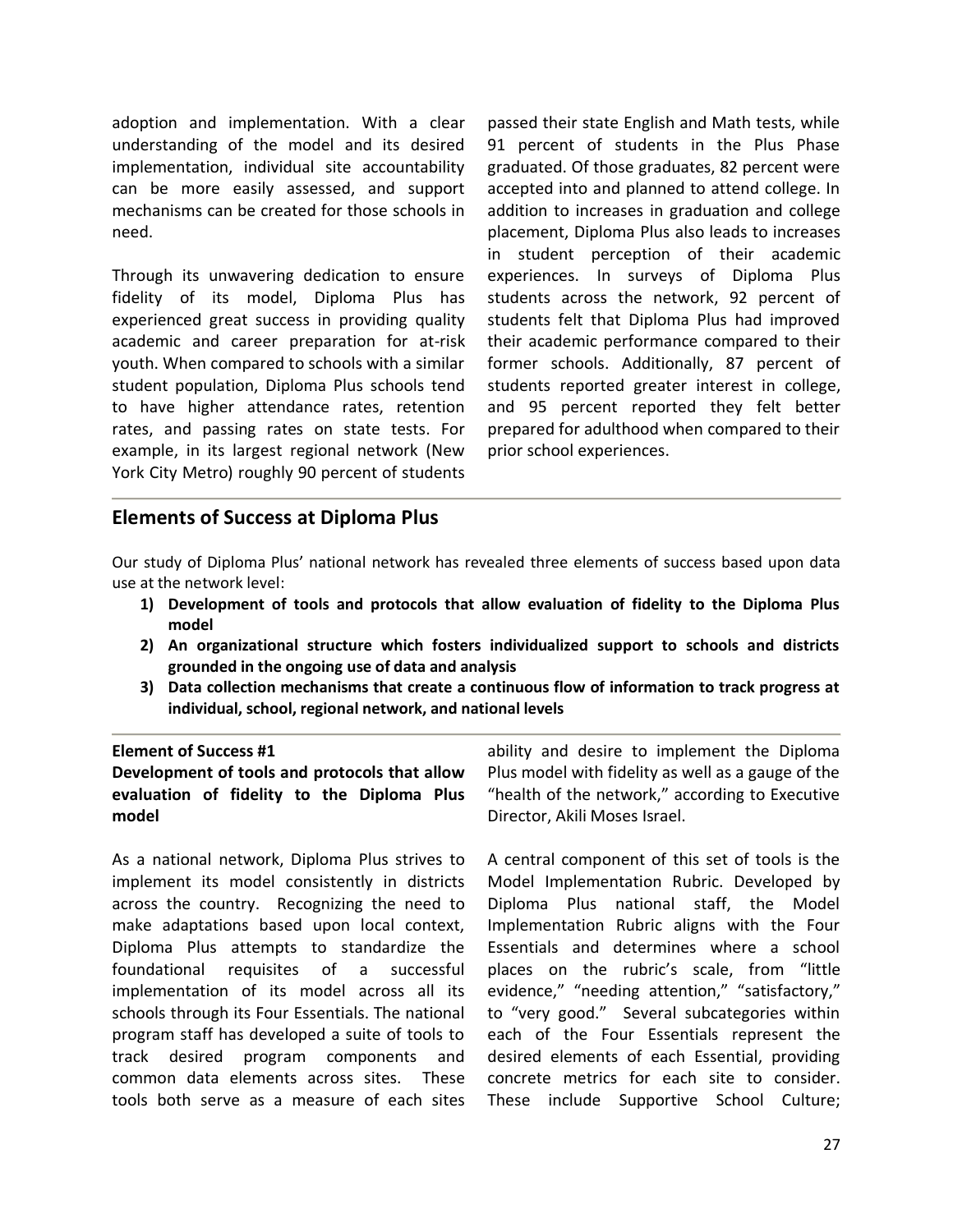adoption and implementation. With a clear understanding of the model and its desired implementation, individual site accountability can be more easily assessed, and support mechanisms can be created for those schools in need.

Through its unwavering dedication to ensure fidelity of its model, Diploma Plus has experienced great success in providing quality academic and career preparation for at-risk youth. When compared to schools with a similar student population, Diploma Plus schools tend to have higher attendance rates, retention rates, and passing rates on state tests. For example, in its largest regional network (New York City Metro) roughly 90 percent of students passed their state English and Math tests, while 91 percent of students in the Plus Phase graduated. Of those graduates, 82 percent were accepted into and planned to attend college. In addition to increases in graduation and college placement, Diploma Plus also leads to increases in student perception of their academic experiences. In surveys of Diploma Plus students across the network, 92 percent of students felt that Diploma Plus had improved their academic performance compared to their former schools. Additionally, 87 percent of students reported greater interest in college, and 95 percent reported they felt better prepared for adulthood when compared to their prior school experiences.

## Elements of Success at Diploma Plus

Our study of Diploma Plus' national network has revealed three elements of success based upon data use at the network level:

1) **Development of tools and protocols that allow evaluation of fidelity to the Diploma Plus model**
2) **An organizational structure which fosters individualized support to schools and districts grounded in the ongoing use of data and analysis**
3) **Data collection mechanisms that create a continuous flow of information to track progress at individual, school, regional network, and national levels**

**Element of Success #1**
**Development of tools and protocols that allow evaluation of fidelity to the Diploma Plus model**

As a national network, Diploma Plus strives to implement its model consistently in districts across the country. Recognizing the need to make adaptations based upon local context, Diploma Plus attempts to standardize the foundational requisites of a successful implementation of its model across all its schools through its Four Essentials. The national program staff has developed a suite of tools to track desired program components and common data elements across sites. These tools both serve as a measure of each sites ability and desire to implement the Diploma Plus model with fidelity as well as a gauge of the "health of the network," according to Executive Director, Akili Moses Israel.

A central component of this set of tools is the Model Implementation Rubric. Developed by Diploma Plus national staff, the Model Implementation Rubric aligns with the Four Essentials and determines where a school places on the rubric's scale, from "little evidence," "needing attention," "satisfactory," to "very good." Several subcategories within each of the Four Essentials represent the desired elements of each Essential, providing concrete metrics for each site to consider. These include Supportive School Culture;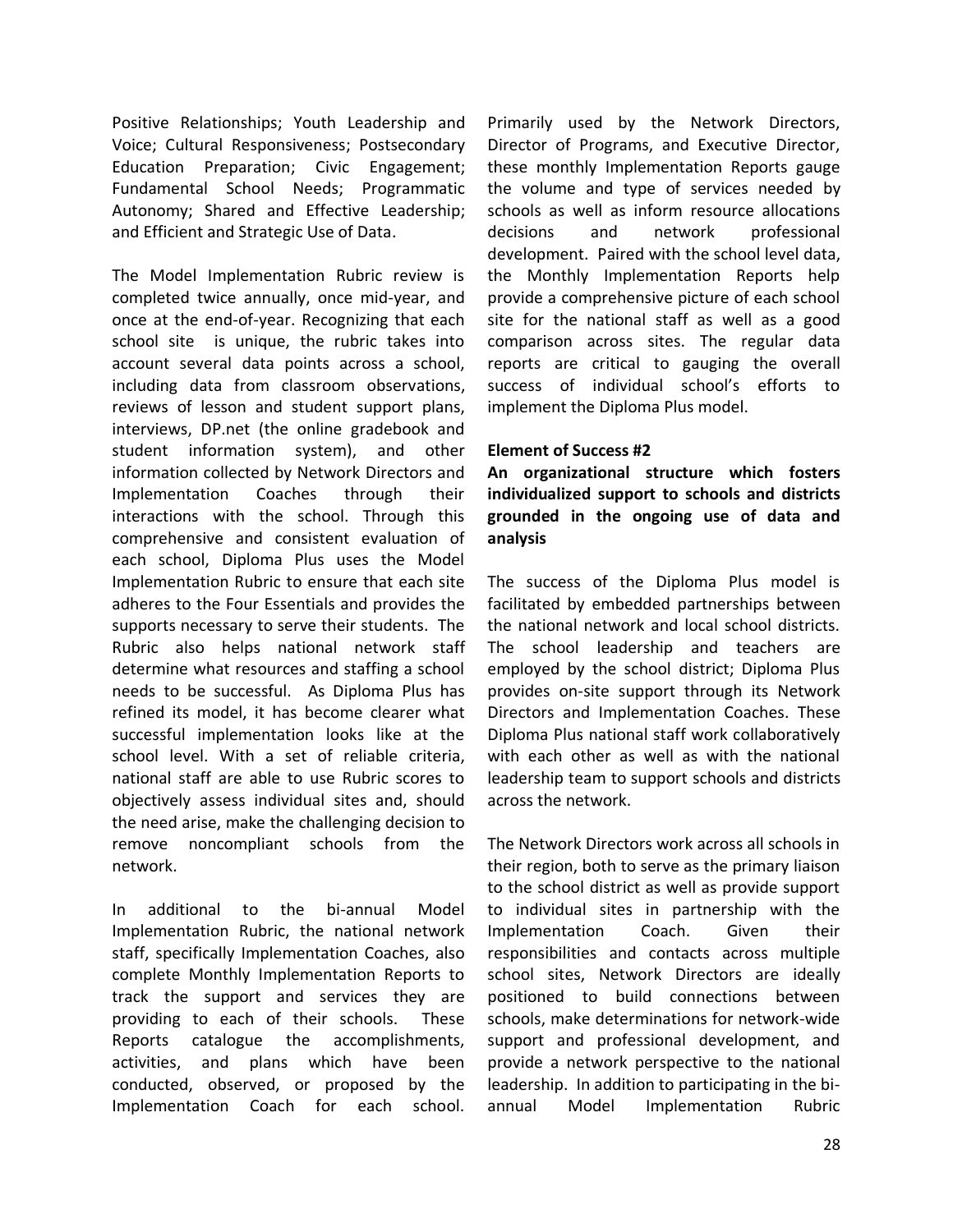Positive Relationships; Youth Leadership and Voice; Cultural Responsiveness; Postsecondary Education Preparation; Civic Engagement; Fundamental School Needs; Programmatic Autonomy; Shared and Effective Leadership; and Efficient and Strategic Use of Data.

The Model Implementation Rubric review is completed twice annually, once mid-year, and once at the end-of-year. Recognizing that each school site is unique, the rubric takes into account several data points across a school, including data from classroom observations, reviews of lesson and student support plans, interviews, DP.net (the online gradebook and student information system), and other information collected by Network Directors and Implementation Coaches through their interactions with the school. Through this comprehensive and consistent evaluation of each school, Diploma Plus uses the Model Implementation Rubric to ensure that each site adheres to the Four Essentials and provides the supports necessary to serve their students. The Rubric also helps national network staff determine what resources and staffing a school needs to be successful. As Diploma Plus has refined its model, it has become clearer what successful implementation looks like at the school level. With a set of reliable criteria, national staff are able to use Rubric scores to objectively assess individual sites and, should the need arise, make the challenging decision to remove noncompliant schools from the network.

In additional to the bi-annual Model Implementation Rubric, the national network staff, specifically Implementation Coaches, also complete Monthly Implementation Reports to track the support and services they are providing to each of their schools. These Reports catalogue the accomplishments, activities, and plans which have been conducted, observed, or proposed by the Implementation Coach for each school. Primarily used by the Network Directors, Director of Programs, and Executive Director, these monthly Implementation Reports gauge the volume and type of services needed by schools as well as inform resource allocations decisions and network professional development. Paired with the school level data, the Monthly Implementation Reports help provide a comprehensive picture of each school site for the national staff as well as a good comparison across sites. The regular data reports are critical to gauging the overall success of individual school's efforts to implement the Diploma Plus model.

**Element of Success #2**

**An organizational structure which fosters individualized support to schools and districts grounded in the ongoing use of data and analysis**

The success of the Diploma Plus model is facilitated by embedded partnerships between the national network and local school districts. The school leadership and teachers are employed by the school district; Diploma Plus provides on-site support through its Network Directors and Implementation Coaches. These Diploma Plus national staff work collaboratively with each other as well as with the national leadership team to support schools and districts across the network.

The Network Directors work across all schools in their region, both to serve as the primary liaison to the school district as well as provide support to individual sites in partnership with the Implementation Coach. Given their responsibilities and contacts across multiple school sites, Network Directors are ideally positioned to build connections between schools, make determinations for network-wide support and professional development, and provide a network perspective to the national leadership. In addition to participating in the bi-annual Model Implementation Rubric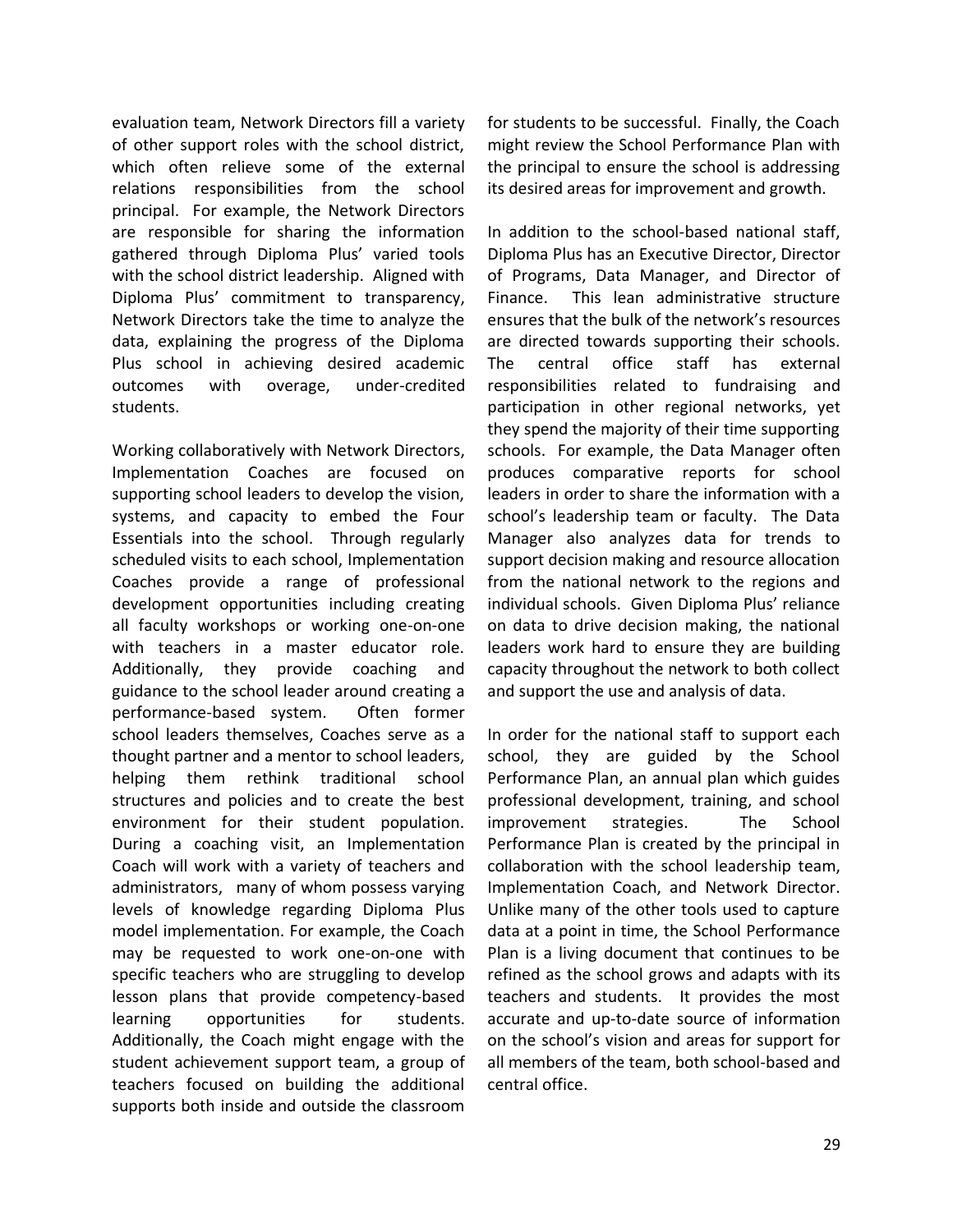evaluation team, Network Directors fill a variety of other support roles with the school district, which often relieve some of the external relations responsibilities from the school principal. For example, the Network Directors are responsible for sharing the information gathered through Diploma Plus' varied tools with the school district leadership. Aligned with Diploma Plus' commitment to transparency, Network Directors take the time to analyze the data, explaining the progress of the Diploma Plus school in achieving desired academic outcomes with overage, under-credited students.

Working collaboratively with Network Directors, Implementation Coaches are focused on supporting school leaders to develop the vision, systems, and capacity to embed the Four Essentials into the school. Through regularly scheduled visits to each school, Implementation Coaches provide a range of professional development opportunities including creating all faculty workshops or working one-on-one with teachers in a master educator role. Additionally, they provide coaching and guidance to the school leader around creating a performance-based system. Often former school leaders themselves, Coaches serve as a thought partner and a mentor to school leaders, helping them rethink traditional school structures and policies and to create the best environment for their student population. During a coaching visit, an Implementation Coach will work with a variety of teachers and administrators, many of whom possess varying levels of knowledge regarding Diploma Plus model implementation. For example, the Coach may be requested to work one-on-one with specific teachers who are struggling to develop lesson plans that provide competency-based learning opportunities for students. Additionally, the Coach might engage with the student achievement support team, a group of teachers focused on building the additional supports both inside and outside the classroom for students to be successful. Finally, the Coach might review the School Performance Plan with the principal to ensure the school is addressing its desired areas for improvement and growth.

In addition to the school-based national staff, Diploma Plus has an Executive Director, Director of Programs, Data Manager, and Director of Finance. This lean administrative structure ensures that the bulk of the network's resources are directed towards supporting their schools. The central office staff has external responsibilities related to fundraising and participation in other regional networks, yet they spend the majority of their time supporting schools. For example, the Data Manager often produces comparative reports for school leaders in order to share the information with a school's leadership team or faculty. The Data Manager also analyzes data for trends to support decision making and resource allocation from the national network to the regions and individual schools. Given Diploma Plus' reliance on data to drive decision making, the national leaders work hard to ensure they are building capacity throughout the network to both collect and support the use and analysis of data.

In order for the national staff to support each school, they are guided by the School Performance Plan, an annual plan which guides professional development, training, and school improvement strategies. The School Performance Plan is created by the principal in collaboration with the school leadership team, Implementation Coach, and Network Director. Unlike many of the other tools used to capture data at a point in time, the School Performance Plan is a living document that continues to be refined as the school grows and adapts with its teachers and students. It provides the most accurate and up-to-date source of information on the school's vision and areas for support for all members of the team, both school-based and central office.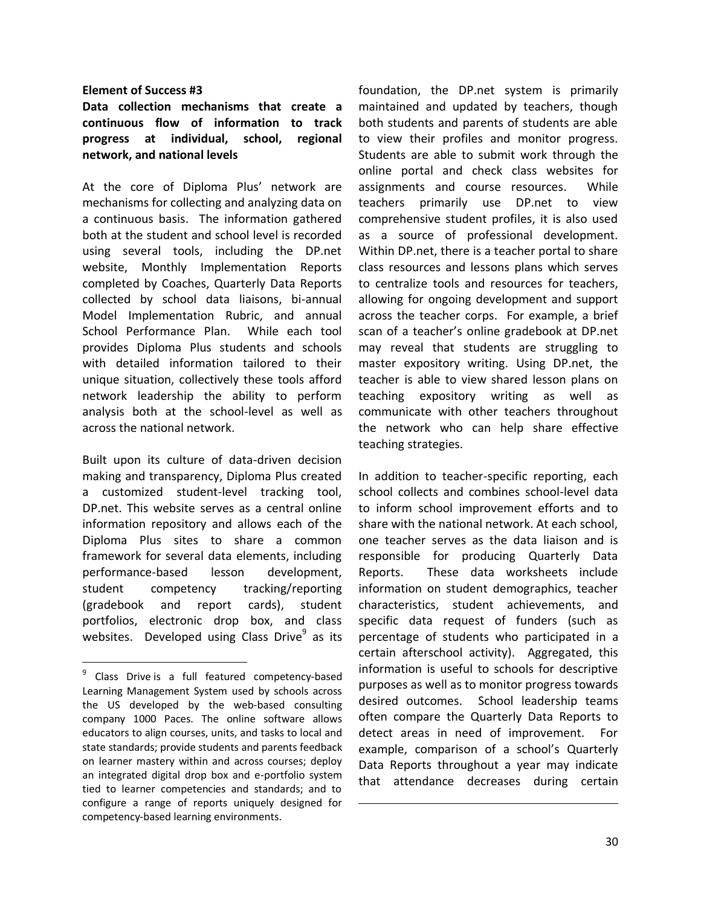**Element of Success #3**

**Data collection mechanisms that create a continuous flow of information to track progress at individual, school, regional network, and national levels**

At the core of Diploma Plus' network are mechanisms for collecting and analyzing data on a continuous basis. The information gathered both at the student and school level is recorded using several tools, including the DP.net website, Monthly Implementation Reports completed by Coaches, Quarterly Data Reports collected by school data liaisons, bi-annual Model Implementation Rubric, and annual School Performance Plan. While each tool provides Diploma Plus students and schools with detailed information tailored to their unique situation, collectively these tools afford network leadership the ability to perform analysis both at the school-level as well as across the national network.

Built upon its culture of data-driven decision making and transparency, Diploma Plus created a customized student-level tracking tool, DP.net. This website serves as a central online information repository and allows each of the Diploma Plus sites to share a common framework for several data elements, including performance-based lesson development, student competency tracking/reporting (gradebook and report cards), student portfolios, electronic drop box, and class websites. Developed using Class Drive[9] as its foundation, the DP.net system is primarily maintained and updated by teachers, though both students and parents of students are able to view their profiles and monitor progress. Students are able to submit work through the online portal and check class websites for assignments and course resources. While teachers primarily use DP.net to view comprehensive student profiles, it is also used as a source of professional development. Within DP.net, there is a teacher portal to share class resources and lessons plans which serves to centralize tools and resources for teachers, allowing for ongoing development and support across the teacher corps. For example, a brief scan of a teacher's online gradebook at DP.net may reveal that students are struggling to master expository writing. Using DP.net, the teacher is able to view shared lesson plans on teaching expository writing as well as communicate with other teachers throughout the network who can help share effective teaching strategies.

In addition to teacher-specific reporting, each school collects and combines school-level data to inform school improvement efforts and to share with the national network. At each school, one teacher serves as the data liaison and is responsible for producing Quarterly Data Reports. These data worksheets include information on student demographics, teacher characteristics, student achievements, and specific data request of funders (such as percentage of students who participated in a certain afterschool activity). Aggregated, this information is useful to schools for descriptive purposes as well as to monitor progress towards desired outcomes. School leadership teams often compare the Quarterly Data Reports to detect areas in need of improvement. For example, comparison of a school's Quarterly Data Reports throughout a year may indicate that attendance decreases during certain

[9] Class Drive is a full featured competency-based Learning Management System used by schools across the US developed by the web-based consulting company 1000 Paces. The online software allows educators to align courses, units, and tasks to local and state standards; provide students and parents feedback on learner mastery within and across courses; deploy an integrated digital drop box and e-portfolio system tied to learner competencies and standards; and to configure a range of reports uniquely designed for competency-based learning environments.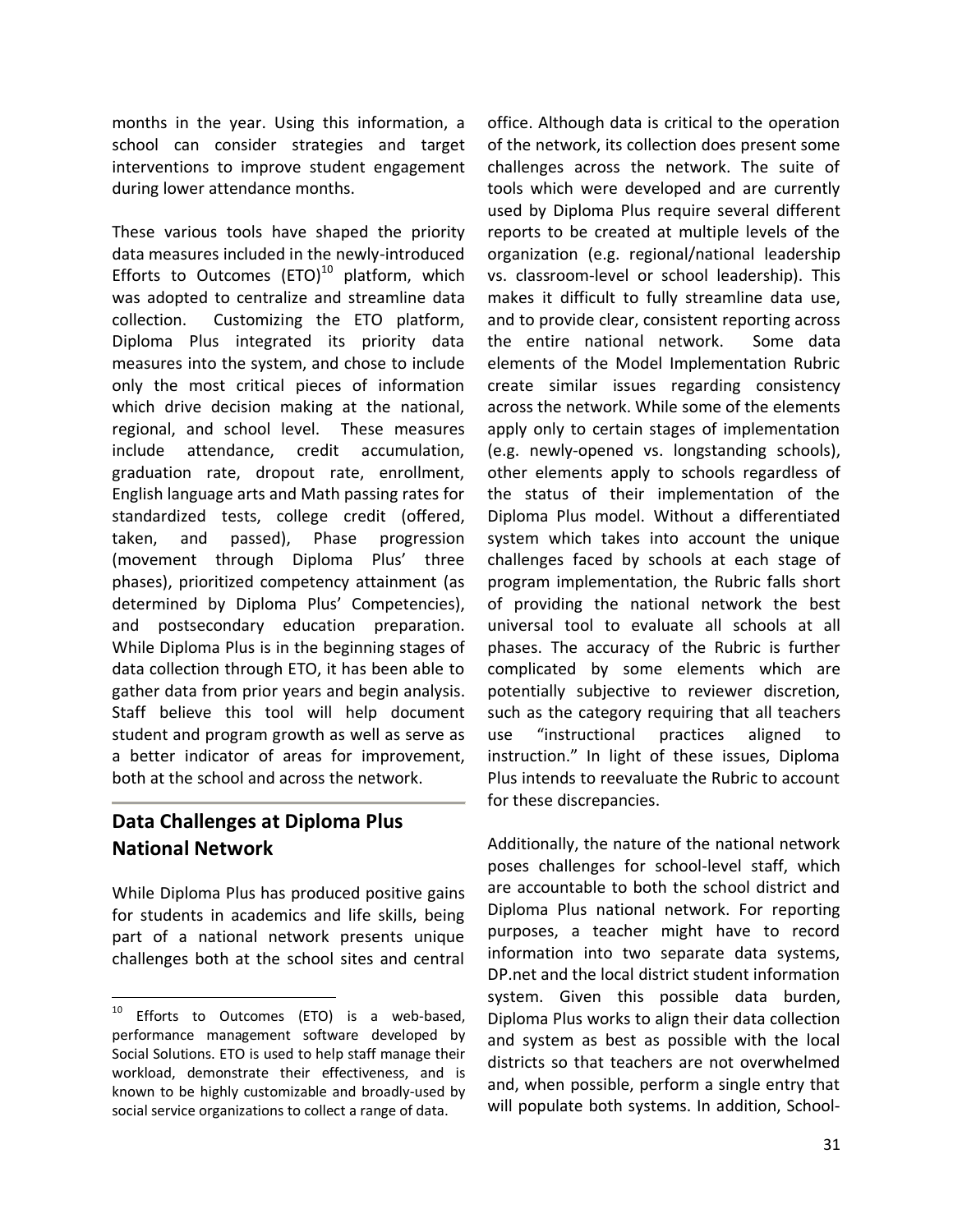months in the year. Using this information, a school can consider strategies and target interventions to improve student engagement during lower attendance months.

These various tools have shaped the priority data measures included in the newly-introduced Efforts to Outcomes (ETO)[10] platform, which was adopted to centralize and streamline data collection. Customizing the ETO platform, Diploma Plus integrated its priority data measures into the system, and chose to include only the most critical pieces of information which drive decision making at the national, regional, and school level. These measures include attendance, credit accumulation, graduation rate, dropout rate, enrollment, English language arts and Math passing rates for standardized tests, college credit (offered, taken, and passed), Phase progression (movement through Diploma Plus' three phases), prioritized competency attainment (as determined by Diploma Plus' Competencies), and postsecondary education preparation. While Diploma Plus is in the beginning stages of data collection through ETO, it has been able to gather data from prior years and begin analysis. Staff believe this tool will help document student and program growth as well as serve as a better indicator of areas for improvement, both at the school and across the network.

## Data Challenges at Diploma Plus National Network

While Diploma Plus has produced positive gains for students in academics and life skills, being part of a national network presents unique challenges both at the school sites and central office. Although data is critical to the operation of the network, its collection does present some challenges across the network. The suite of tools which were developed and are currently used by Diploma Plus require several different reports to be created at multiple levels of the organization (e.g. regional/national leadership vs. classroom-level or school leadership). This makes it difficult to fully streamline data use, and to provide clear, consistent reporting across the entire national network. Some data elements of the Model Implementation Rubric create similar issues regarding consistency across the network. While some of the elements apply only to certain stages of implementation (e.g. newly-opened vs. longstanding schools), other elements apply to schools regardless of the status of their implementation of the Diploma Plus model. Without a differentiated system which takes into account the unique challenges faced by schools at each stage of program implementation, the Rubric falls short of providing the national network the best universal tool to evaluate all schools at all phases. The accuracy of the Rubric is further complicated by some elements which are potentially subjective to reviewer discretion, such as the category requiring that all teachers use "instructional practices aligned to instruction." In light of these issues, Diploma Plus intends to reevaluate the Rubric to account for these discrepancies.

Additionally, the nature of the national network poses challenges for school-level staff, which are accountable to both the school district and Diploma Plus national network. For reporting purposes, a teacher might have to record information into two separate data systems, DP.net and the local district student information system. Given this possible data burden, Diploma Plus works to align their data collection and system as best as possible with the local districts so that teachers are not overwhelmed and, when possible, perform a single entry that will populate both systems. In addition, School-

[10] Efforts to Outcomes (ETO) is a web-based, performance management software developed by Social Solutions. ETO is used to help staff manage their workload, demonstrate their effectiveness, and is known to be highly customizable and broadly-used by social service organizations to collect a range of data.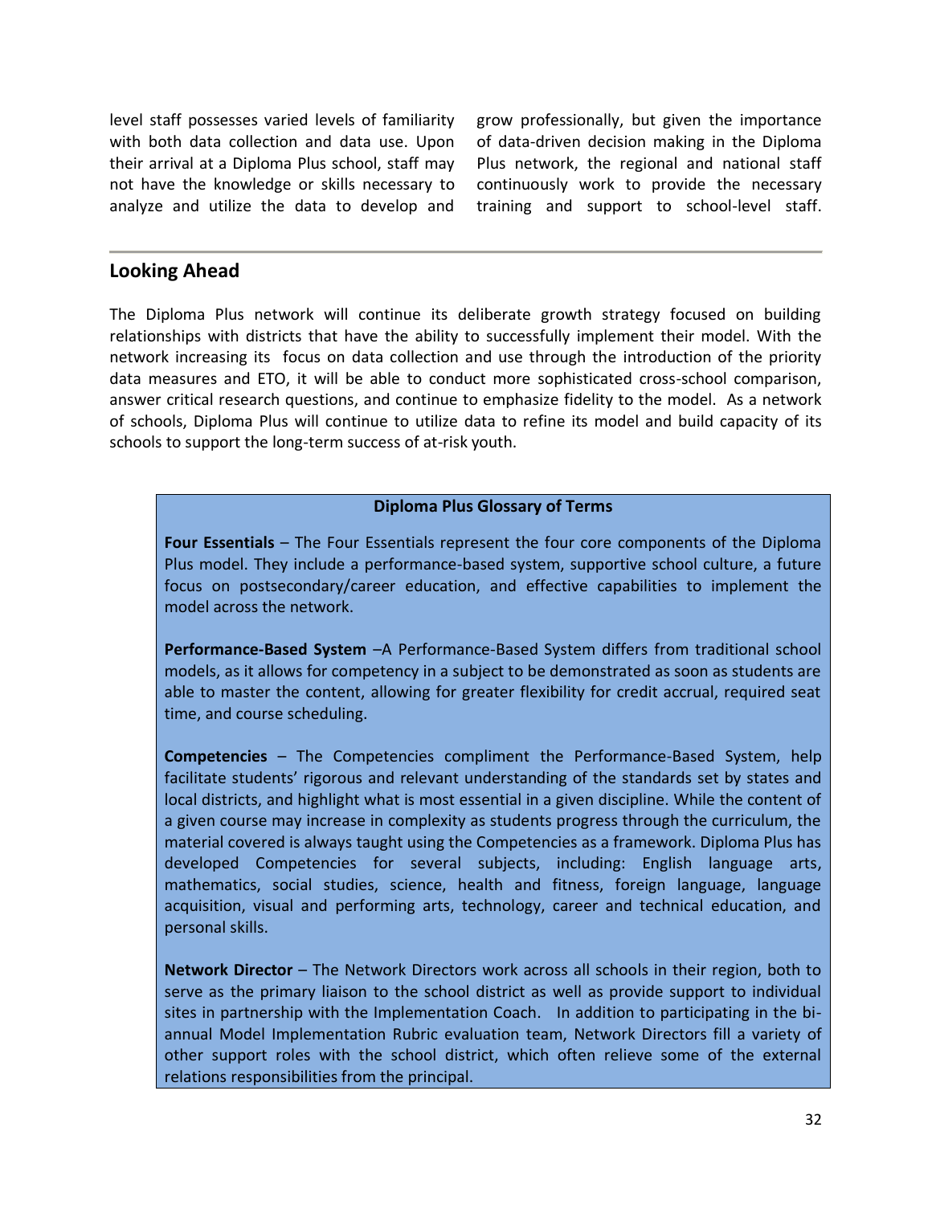level staff possesses varied levels of familiarity with both data collection and data use. Upon their arrival at a Diploma Plus school, staff may not have the knowledge or skills necessary to analyze and utilize the data to develop and grow professionally, but given the importance of data-driven decision making in the Diploma Plus network, the regional and national staff continuously work to provide the necessary training and support to school-level staff.

## Looking Ahead

The Diploma Plus network will continue its deliberate growth strategy focused on building relationships with districts that have the ability to successfully implement their model. With the network increasing its focus on data collection and use through the introduction of the priority data measures and ETO, it will be able to conduct more sophisticated cross-school comparison, answer critical research questions, and continue to emphasize fidelity to the model. As a network of schools, Diploma Plus will continue to utilize data to refine its model and build capacity of its schools to support the long-term success of at-risk youth.

**Diploma Plus Glossary of Terms**

**Four Essentials** – The Four Essentials represent the four core components of the Diploma Plus model. They include a performance-based system, supportive school culture, a future focus on postsecondary/career education, and effective capabilities to implement the model across the network.

**Performance-Based System** –A Performance-Based System differs from traditional school models, as it allows for competency in a subject to be demonstrated as soon as students are able to master the content, allowing for greater flexibility for credit accrual, required seat time, and course scheduling.

**Competencies** – The Competencies compliment the Performance-Based System, help facilitate students' rigorous and relevant understanding of the standards set by states and local districts, and highlight what is most essential in a given discipline. While the content of a given course may increase in complexity as students progress through the curriculum, the material covered is always taught using the Competencies as a framework. Diploma Plus has developed Competencies for several subjects, including: English language arts, mathematics, social studies, science, health and fitness, foreign language, language acquisition, visual and performing arts, technology, career and technical education, and personal skills.

**Network Director** – The Network Directors work across all schools in their region, both to serve as the primary liaison to the school district as well as provide support to individual sites in partnership with the Implementation Coach. In addition to participating in the bi-annual Model Implementation Rubric evaluation team, Network Directors fill a variety of other support roles with the school district, which often relieve some of the external relations responsibilities from the principal.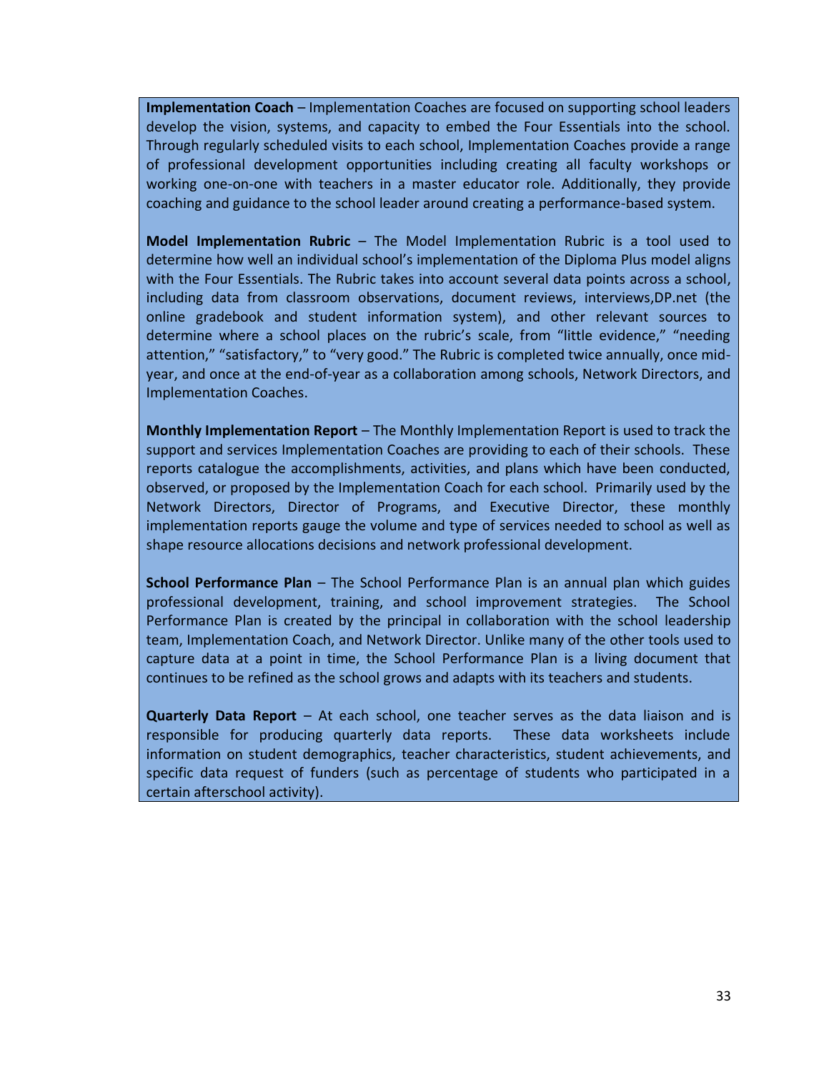**Implementation Coach** – Implementation Coaches are focused on supporting school leaders develop the vision, systems, and capacity to embed the Four Essentials into the school. Through regularly scheduled visits to each school, Implementation Coaches provide a range of professional development opportunities including creating all faculty workshops or working one-on-one with teachers in a master educator role. Additionally, they provide coaching and guidance to the school leader around creating a performance-based system.

**Model Implementation Rubric** – The Model Implementation Rubric is a tool used to determine how well an individual school's implementation of the Diploma Plus model aligns with the Four Essentials. The Rubric takes into account several data points across a school, including data from classroom observations, document reviews, interviews,DP.net (the online gradebook and student information system), and other relevant sources to determine where a school places on the rubric's scale, from "little evidence," "needing attention," "satisfactory," to "very good." The Rubric is completed twice annually, once mid-year, and once at the end-of-year as a collaboration among schools, Network Directors, and Implementation Coaches.

**Monthly Implementation Report** – The Monthly Implementation Report is used to track the support and services Implementation Coaches are providing to each of their schools. These reports catalogue the accomplishments, activities, and plans which have been conducted, observed, or proposed by the Implementation Coach for each school. Primarily used by the Network Directors, Director of Programs, and Executive Director, these monthly implementation reports gauge the volume and type of services needed to school as well as shape resource allocations decisions and network professional development.

**School Performance Plan** – The School Performance Plan is an annual plan which guides professional development, training, and school improvement strategies. The School Performance Plan is created by the principal in collaboration with the school leadership team, Implementation Coach, and Network Director. Unlike many of the other tools used to capture data at a point in time, the School Performance Plan is a living document that continues to be refined as the school grows and adapts with its teachers and students.

**Quarterly Data Report** – At each school, one teacher serves as the data liaison and is responsible for producing quarterly data reports. These data worksheets include information on student demographics, teacher characteristics, student achievements, and specific data request of funders (such as percentage of students who participated in a certain afterschool activity).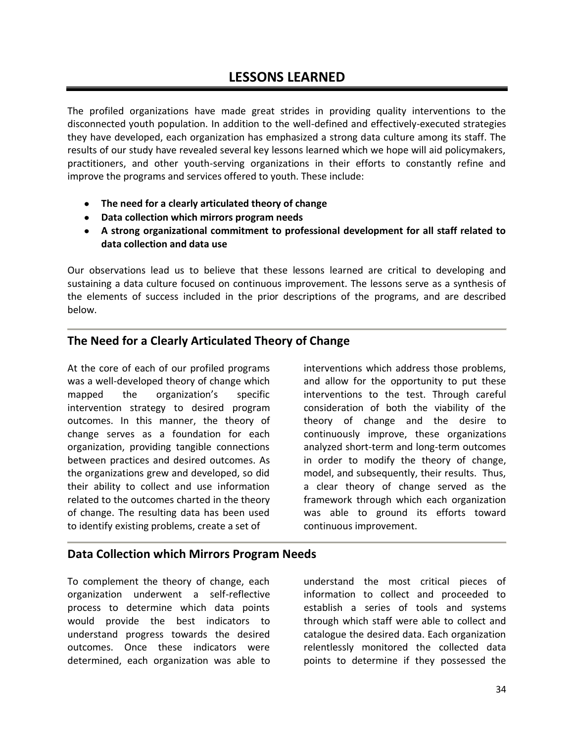# LESSONS LEARNED

The profiled organizations have made great strides in providing quality interventions to the disconnected youth population. In addition to the well-defined and effectively-executed strategies they have developed, each organization has emphasized a strong data culture among its staff. The results of our study have revealed several key lessons learned which we hope will aid policymakers, practitioners, and other youth-serving organizations in their efforts to constantly refine and improve the programs and services offered to youth. These include:

- **The need for a clearly articulated theory of change**
- **Data collection which mirrors program needs**
- **A strong organizational commitment to professional development for all staff related to data collection and data use**

Our observations lead us to believe that these lessons learned are critical to developing and sustaining a data culture focused on continuous improvement. The lessons serve as a synthesis of the elements of success included in the prior descriptions of the programs, and are described below.

## The Need for a Clearly Articulated Theory of Change

At the core of each of our profiled programs was a well-developed theory of change which mapped the organization's specific intervention strategy to desired program outcomes. In this manner, the theory of change serves as a foundation for each organization, providing tangible connections between practices and desired outcomes. As the organizations grew and developed, so did their ability to collect and use information related to the outcomes charted in the theory of change. The resulting data has been used to identify existing problems, create a set of interventions which address those problems, and allow for the opportunity to put these interventions to the test. Through careful consideration of both the viability of the theory of change and the desire to continuously improve, these organizations analyzed short-term and long-term outcomes in order to modify the theory of change, model, and subsequently, their results. Thus, a clear theory of change served as the framework through which each organization was able to ground its efforts toward continuous improvement.

## Data Collection which Mirrors Program Needs

To complement the theory of change, each organization underwent a self-reflective process to determine which data points would provide the best indicators to understand progress towards the desired outcomes. Once these indicators were determined, each organization was able to understand the most critical pieces of information to collect and proceeded to establish a series of tools and systems through which staff were able to collect and catalogue the desired data. Each organization relentlessly monitored the collected data points to determine if they possessed the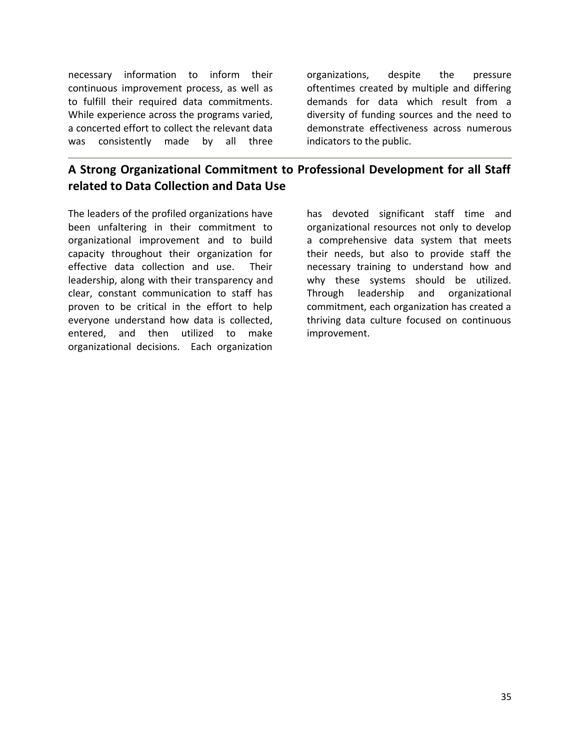necessary information to inform their continuous improvement process, as well as to fulfill their required data commitments. While experience across the programs varied, a concerted effort to collect the relevant data was consistently made by all three organizations, despite the pressure oftentimes created by multiple and differing demands for data which result from a diversity of funding sources and the need to demonstrate effectiveness across numerous indicators to the public.

## A Strong Organizational Commitment to Professional Development for all Staff related to Data Collection and Data Use

The leaders of the profiled organizations have been unfaltering in their commitment to organizational improvement and to build capacity throughout their organization for effective data collection and use. Their leadership, along with their transparency and clear, constant communication to staff has proven to be critical in the effort to help everyone understand how data is collected, entered, and then utilized to make organizational decisions. Each organization has devoted significant staff time and organizational resources not only to develop a comprehensive data system that meets their needs, but also to provide staff the necessary training to understand how and why these systems should be utilized. Through leadership and organizational commitment, each organization has created a thriving data culture focused on continuous improvement.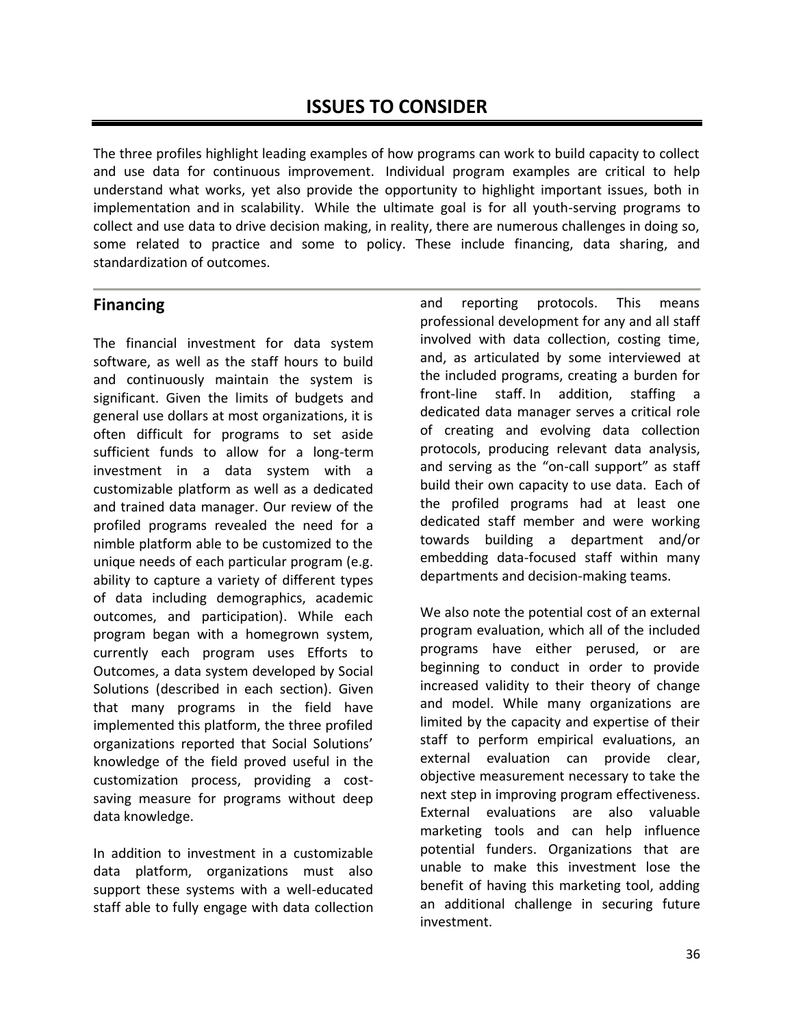# ISSUES TO CONSIDER

The three profiles highlight leading examples of how programs can work to build capacity to collect and use data for continuous improvement. Individual program examples are critical to help understand what works, yet also provide the opportunity to highlight important issues, both in implementation and in scalability. While the ultimate goal is for all youth-serving programs to collect and use data to drive decision making, in reality, there are numerous challenges in doing so, some related to practice and some to policy. These include financing, data sharing, and standardization of outcomes.

## Financing

The financial investment for data system software, as well as the staff hours to build and continuously maintain the system is significant. Given the limits of budgets and general use dollars at most organizations, it is often difficult for programs to set aside sufficient funds to allow for a long-term investment in a data system with a customizable platform as well as a dedicated and trained data manager. Our review of the profiled programs revealed the need for a nimble platform able to be customized to the unique needs of each particular program (e.g. ability to capture a variety of different types of data including demographics, academic outcomes, and participation). While each program began with a homegrown system, currently each program uses Efforts to Outcomes, a data system developed by Social Solutions (described in each section). Given that many programs in the field have implemented this platform, the three profiled organizations reported that Social Solutions' knowledge of the field proved useful in the customization process, providing a cost-saving measure for programs without deep data knowledge.

In addition to investment in a customizable data platform, organizations must also support these systems with a well-educated staff able to fully engage with data collection and reporting protocols. This means professional development for any and all staff involved with data collection, costing time, and, as articulated by some interviewed at the included programs, creating a burden for front-line staff. In addition, staffing a dedicated data manager serves a critical role of creating and evolving data collection protocols, producing relevant data analysis, and serving as the "on-call support" as staff build their own capacity to use data. Each of the profiled programs had at least one dedicated staff member and were working towards building a department and/or embedding data-focused staff within many departments and decision-making teams.

We also note the potential cost of an external program evaluation, which all of the included programs have either perused, or are beginning to conduct in order to provide increased validity to their theory of change and model. While many organizations are limited by the capacity and expertise of their staff to perform empirical evaluations, an external evaluation can provide clear, objective measurement necessary to take the next step in improving program effectiveness. External evaluations are also valuable marketing tools and can help influence potential funders. Organizations that are unable to make this investment lose the benefit of having this marketing tool, adding an additional challenge in securing future investment.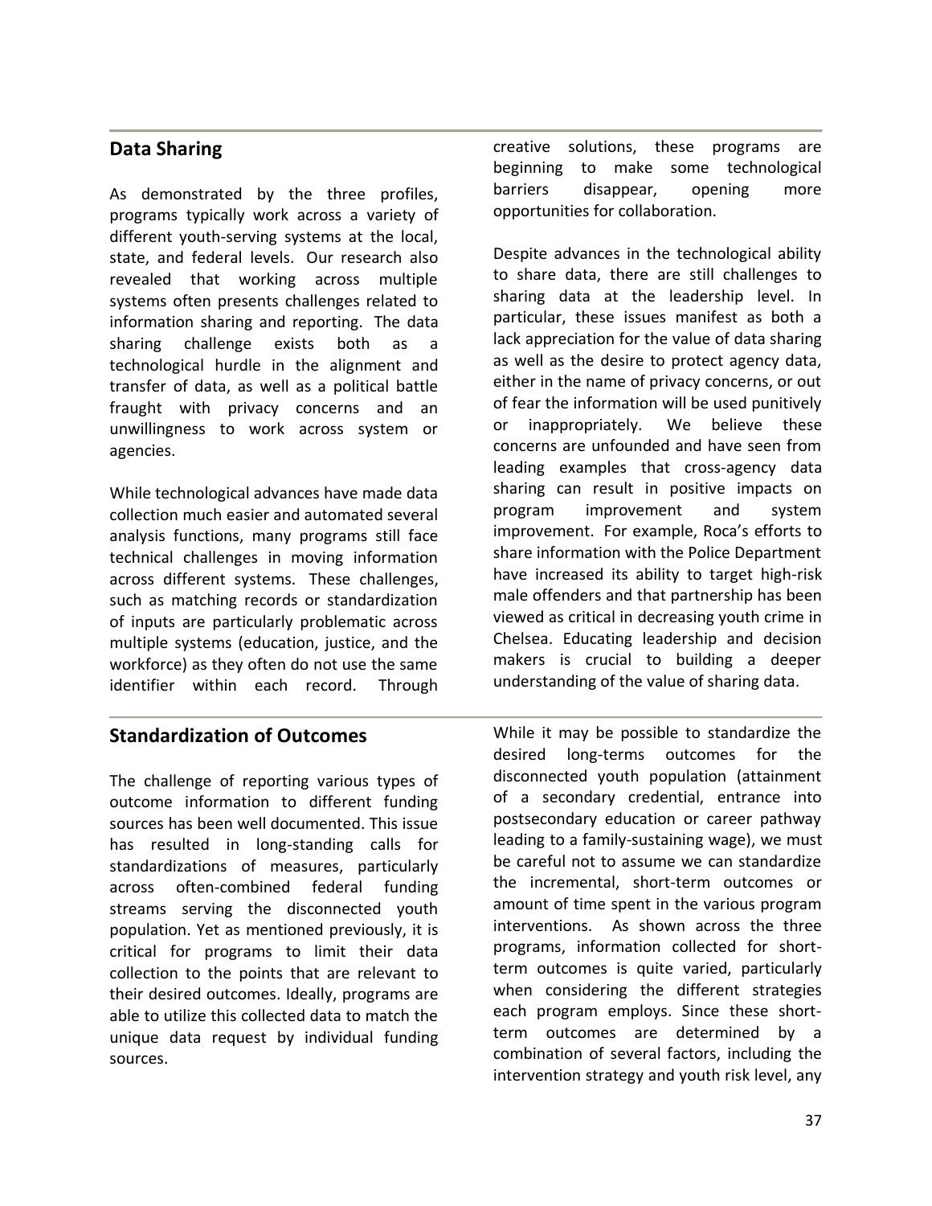## Data Sharing

As demonstrated by the three profiles, programs typically work across a variety of different youth-serving systems at the local, state, and federal levels. Our research also revealed that working across multiple systems often presents challenges related to information sharing and reporting. The data sharing challenge exists both as a technological hurdle in the alignment and transfer of data, as well as a political battle fraught with privacy concerns and an unwillingness to work across system or agencies.

While technological advances have made data collection much easier and automated several analysis functions, many programs still face technical challenges in moving information across different systems. These challenges, such as matching records or standardization of inputs are particularly problematic across multiple systems (education, justice, and the workforce) as they often do not use the same identifier within each record. Through creative solutions, these programs are beginning to make some technological barriers disappear, opening more opportunities for collaboration.

Despite advances in the technological ability to share data, there are still challenges to sharing data at the leadership level. In particular, these issues manifest as both a lack appreciation for the value of data sharing as well as the desire to protect agency data, either in the name of privacy concerns, or out of fear the information will be used punitively or inappropriately. We believe these concerns are unfounded and have seen from leading examples that cross-agency data sharing can result in positive impacts on program improvement and system improvement. For example, Roca's efforts to share information with the Police Department have increased its ability to target high-risk male offenders and that partnership has been viewed as critical in decreasing youth crime in Chelsea. Educating leadership and decision makers is crucial to building a deeper understanding of the value of sharing data.

## Standardization of Outcomes

The challenge of reporting various types of outcome information to different funding sources has been well documented. This issue has resulted in long-standing calls for standardizations of measures, particularly across often-combined federal funding streams serving the disconnected youth population. Yet as mentioned previously, it is critical for programs to limit their data collection to the points that are relevant to their desired outcomes. Ideally, programs are able to utilize this collected data to match the unique data request by individual funding sources.

While it may be possible to standardize the desired long-terms outcomes for the disconnected youth population (attainment of a secondary credential, entrance into postsecondary education or career pathway leading to a family-sustaining wage), we must be careful not to assume we can standardize the incremental, short-term outcomes or amount of time spent in the various program interventions. As shown across the three programs, information collected for short-term outcomes is quite varied, particularly when considering the different strategies each program employs. Since these short-term outcomes are determined by a combination of several factors, including the intervention strategy and youth risk level, any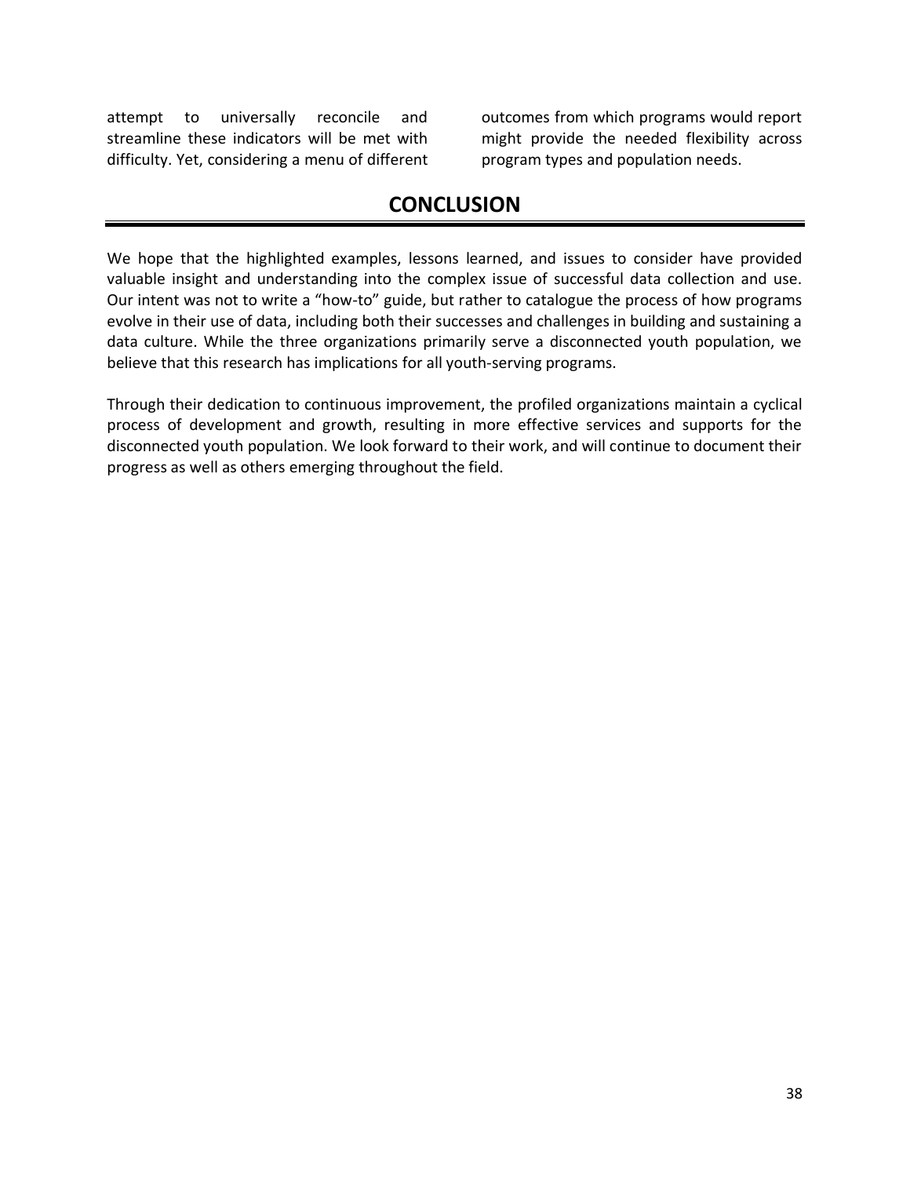attempt to universally reconcile and streamline these indicators will be met with difficulty. Yet, considering a menu of different outcomes from which programs would report might provide the needed flexibility across program types and population needs.

## CONCLUSION

We hope that the highlighted examples, lessons learned, and issues to consider have provided valuable insight and understanding into the complex issue of successful data collection and use. Our intent was not to write a "how-to" guide, but rather to catalogue the process of how programs evolve in their use of data, including both their successes and challenges in building and sustaining a data culture. While the three organizations primarily serve a disconnected youth population, we believe that this research has implications for all youth-serving programs.

Through their dedication to continuous improvement, the profiled organizations maintain a cyclical process of development and growth, resulting in more effective services and supports for the disconnected youth population. We look forward to their work, and will continue to document their progress as well as others emerging throughout the field.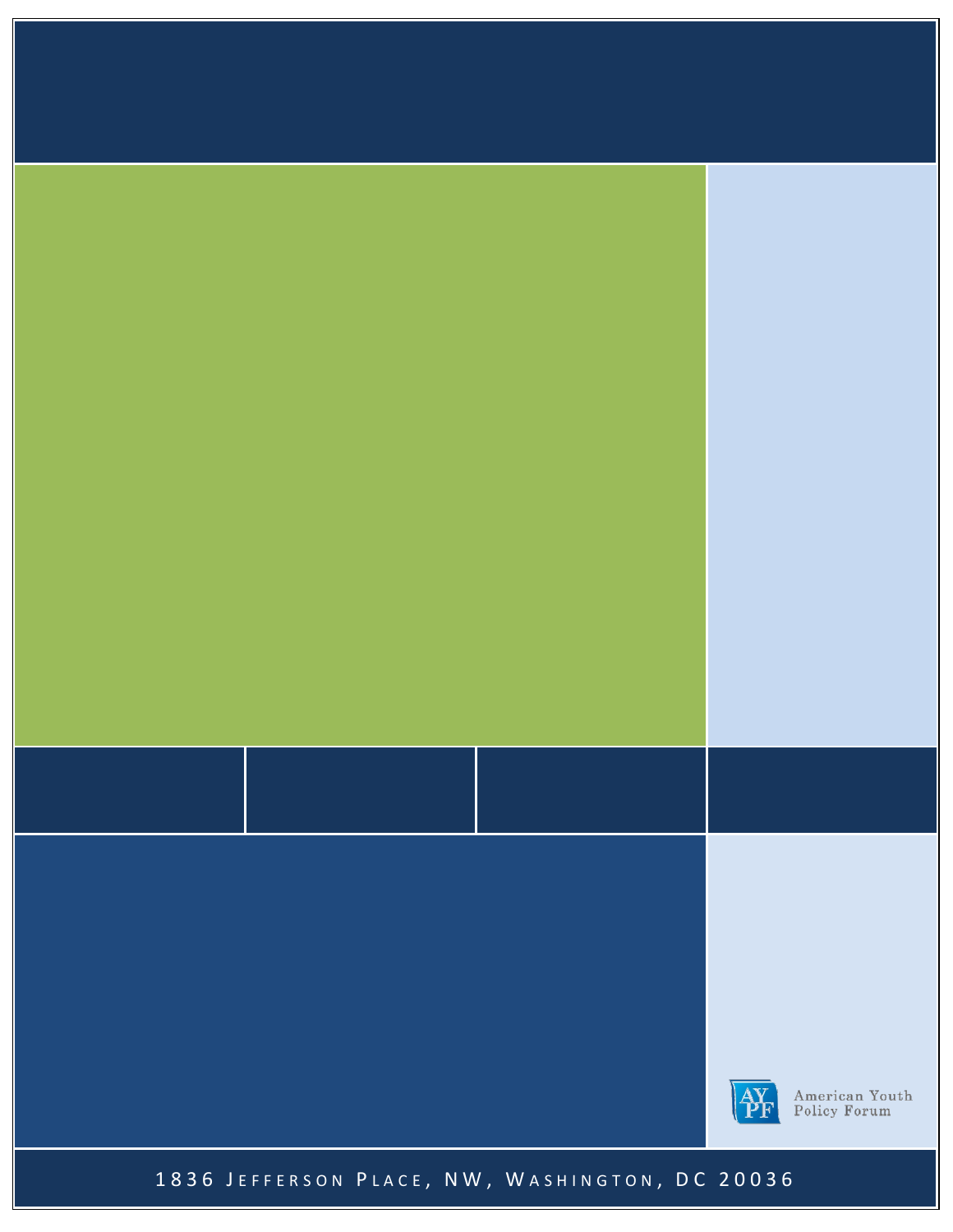American Youth Policy Forum

1836 JEFFERSON PLACE, NW, WASHINGTON, DC 20036